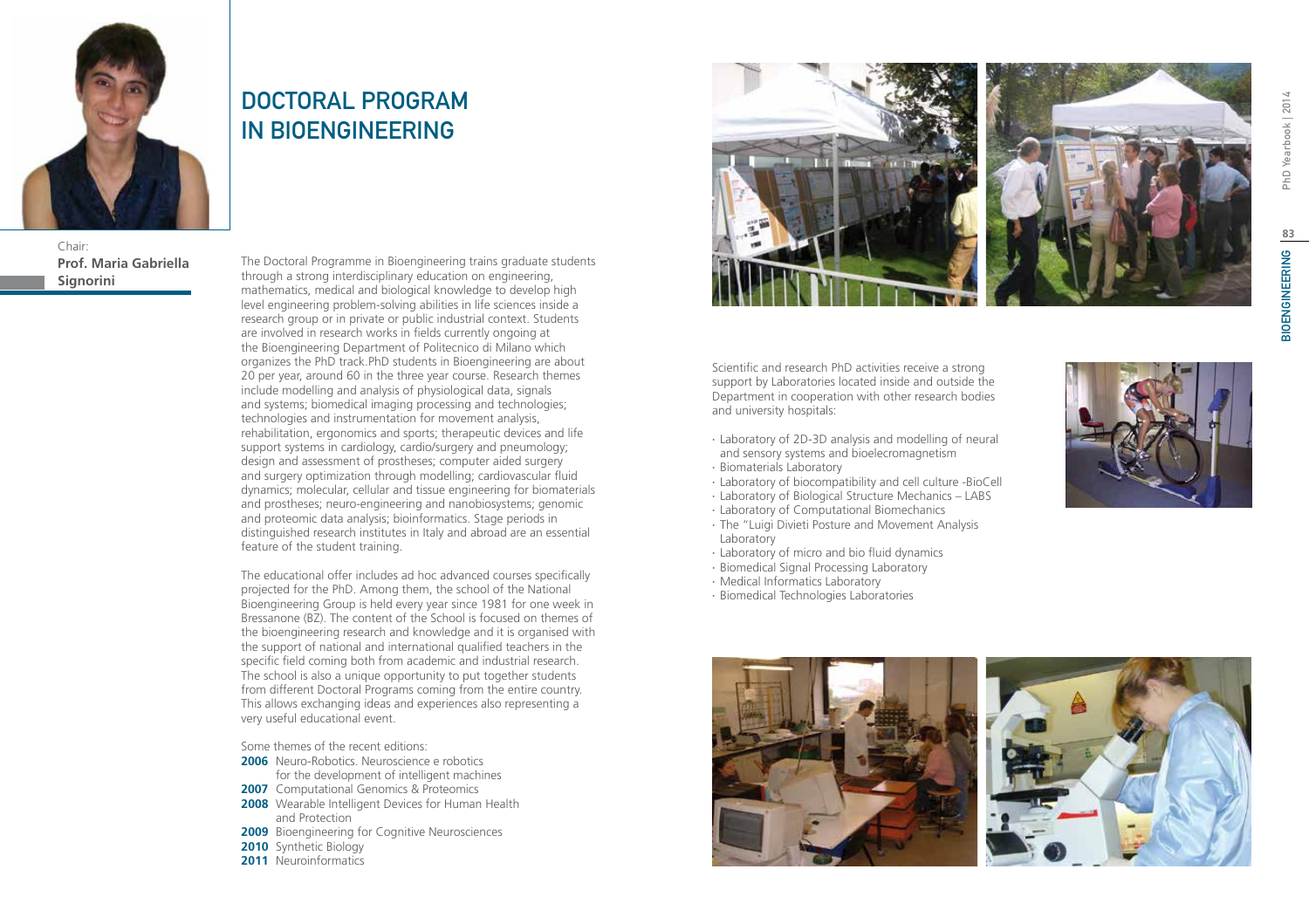# DOCTORAL PROGRAM IN BIOENGINEERING

Chair:
**Prof. Maria Gabriella Signorini**

The Doctoral Programme in Bioengineering trains graduate students through a strong interdisciplinary education on engineering, mathematics, medical and biological knowledge to develop high level engineering problem-solving abilities in life sciences inside a research group or in private or public industrial context. Students are involved in research works in fields currently ongoing at the Bioengineering Department of Politecnico di Milano which organizes the PhD track.PhD students in Bioengineering are about 20 per year, around 60 in the three year course. Research themes include modelling and analysis of physiological data, signals and systems; biomedical imaging processing and technologies; technologies and instrumentation for movement analysis, rehabilitation, ergonomics and sports; therapeutic devices and life support systems in cardiology, cardio/surgery and pneumology; design and assessment of prostheses; computer aided surgery and surgery optimization through modelling; cardiovascular fluid dynamics; molecular, cellular and tissue engineering for biomaterials and prostheses; neuro-engineering and nanobiosystems; genomic and proteomic data analysis; bioinformatics. Stage periods in distinguished research institutes in Italy and abroad are an essential feature of the student training.

The educational offer includes ad hoc advanced courses specifically projected for the PhD. Among them, the school of the National Bioengineering Group is held every year since 1981 for one week in Bressanone (BZ). The content of the School is focused on themes of the bioengineering research and knowledge and it is organised with the support of national and international qualified teachers in the specific field coming both from academic and industrial research. The school is also a unique opportunity to put together students from different Doctoral Programs coming from the entire country. This allows exchanging ideas and experiences also representing a very useful educational event.

Some themes of the recent editions:

**2006** Neuro-Robotics. Neuroscience e robotics for the development of intelligent machines
**2007** Computational Genomics & Proteomics
**2008** Wearable Intelligent Devices for Human Health and Protection
**2009** Bioengineering for Cognitive Neurosciences
**2010** Synthetic Biology
**2011** Neuroinformatics

Scientific and research PhD activities receive a strong support by Laboratories located inside and outside the Department in cooperation with other research bodies and university hospitals:

- Laboratory of 2D-3D analysis and modelling of neural and sensory systems and bioelecromagnetism
- Biomaterials Laboratory
- Laboratory of biocompatibility and cell culture -BioCell
- Laboratory of Biological Structure Mechanics – LABS
- Laboratory of Computational Biomechanics
- The "Luigi Divieti Posture and Movement Analysis Laboratory
- Laboratory of micro and bio fluid dynamics
- Biomedical Signal Processing Laboratory
- Medical Informatics Laboratory
- Biomedical Technologies Laboratories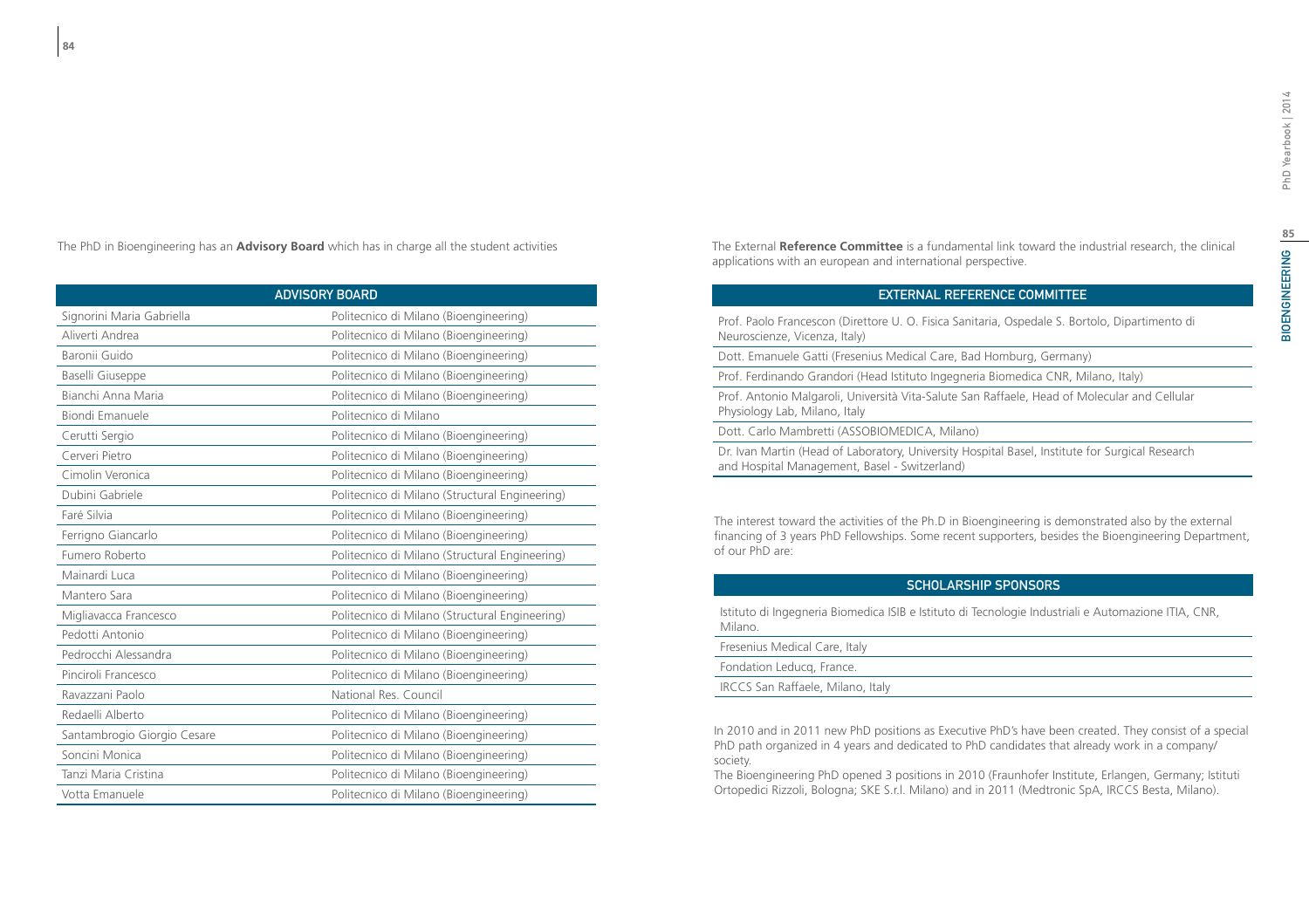The PhD in Bioengineering has an **Advisory Board** which has in charge all the student activities

| ADVISORY BOARD | |
|---|---|
| Signorini Maria Gabriella | Politecnico di Milano (Bioengineering) |
| Aliverti Andrea | Politecnico di Milano (Bioengineering) |
| Baronii Guido | Politecnico di Milano (Bioengineering) |
| Baselli Giuseppe | Politecnico di Milano (Bioengineering) |
| Bianchi Anna Maria | Politecnico di Milano (Bioengineering) |
| Biondi Emanuele | Politecnico di Milano |
| Cerutti Sergio | Politecnico di Milano (Bioengineering) |
| Cerveri Pietro | Politecnico di Milano (Bioengineering) |
| Cimolin Veronica | Politecnico di Milano (Bioengineering) |
| Dubini Gabriele | Politecnico di Milano (Structural Engineering) |
| Farè Silvia | Politecnico di Milano (Bioengineering) |
| Ferrigno Giancarlo | Politecnico di Milano (Bioengineering) |
| Fumero Roberto | Politecnico di Milano (Structural Engineering) |
| Mainardi Luca | Politecnico di Milano (Bioengineering) |
| Mantero Sara | Politecnico di Milano (Bioengineering) |
| Migliavacca Francesco | Politecnico di Milano (Structural Engineering) |
| Pedotti Antonio | Politecnico di Milano (Bioengineering) |
| Pedrocchi Alessandra | Politecnico di Milano (Bioengineering) |
| Pinciroli Francesco | Politecnico di Milano (Bioengineering) |
| Ravazzani Paolo | National Res. Council |
| Redaelli Alberto | Politecnico di Milano (Bioengineering) |
| Santambrogio Giorgio Cesare | Politecnico di Milano (Bioengineering) |
| Soncini Monica | Politecnico di Milano (Bioengineering) |
| Tanzi Maria Cristina | Politecnico di Milano (Bioengineering) |
| Votta Emanuele | Politecnico di Milano (Bioengineering) |

The External **Reference Committee** is a fundamental link toward the industrial research, the clinical applications with an european and international perspective.

| EXTERNAL REFERENCE COMMITTEE |
|---|
| Prof. Paolo Francescon (Direttore U. O. Fisica Sanitaria, Ospedale S. Bortolo, Dipartimento di Neuroscienze, Vicenza, Italy) |
| Dott. Emanuele Gatti (Fresenius Medical Care, Bad Homburg, Germany) |
| Prof. Ferdinando Grandori (Head Istituto Ingegneria Biomedica CNR, Milano, Italy) |
| Prof. Antonio Malgaroli, Università Vita-Salute San Raffaele, Head of Molecular and Cellular Physiology Lab, Milano, Italy |
| Dott. Carlo Mambretti (ASSOBIOMEDICA, Milano) |
| Dr. Ivan Martin (Head of Laboratory, University Hospital Basel, Institute for Surgical Research and Hospital Management, Basel - Switzerland) |

The interest toward the activities of the Ph.D in Bioengineering is demonstrated also by the external financing of 3 years PhD Fellowships. Some recent supporters, besides the Bioengineering Department, of our PhD are:

| SCHOLARSHIP SPONSORS |
|---|
| Istituto di Ingegneria Biomedica ISIB e Istituto di Tecnologie Industriali e Automazione ITIA, CNR, Milano. |
| Fresenius Medical Care, Italy |
| Fondation Leducq, France. |
| IRCCS San Raffaele, Milano, Italy |

In 2010 and in 2011 new PhD positions as Executive PhD's have been created. They consist of a special PhD path organized in 4 years and dedicated to PhD candidates that already work in a company/society.

The Bioengineering PhD opened 3 positions in 2010 (Fraunhofer Institute, Erlangen, Germany; Istituti Ortopedici Rizzoli, Bologna; SKE S.r.l. Milano) and in 2011 (Medtronic SpA, IRCCS Besta, Milano).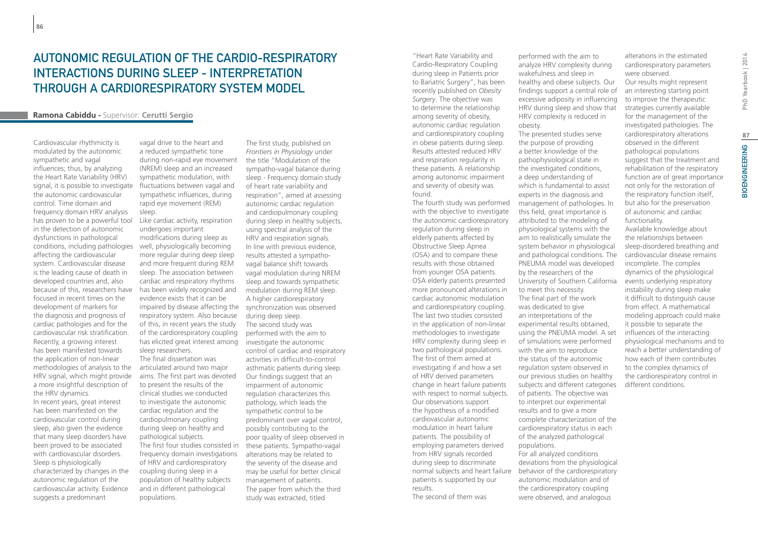# Autonomic Regulation of the Cardio-Respiratory Interactions During Sleep - Interpretation Through a Cardiorespiratory System Model

**Ramona Cabiddu** - Supervisor: **Cerutti Sergio**

Cardiovascular rhythmicity is modulated by the autonomic sympathetic and vagal influences; thus, by analyzing the Heart Rate Variability (HRV) signal, it is possible to investigate the autonomic cardiovascular control. Time domain and frequency domain HRV analysis has proven to be a powerful tool in the detection of autonomic dysfunctions in pathological conditions, including pathologies affecting the cardiovascular system. Cardiovascular disease is the leading cause of death in developed countries and, also because of this, researchers have focused in recent times on the development of markers for the diagnosis and prognosis of cardiac pathologies and for the cardiovascular risk stratification. Recently, a growing interest has been manifested towards the application of non-linear methodologies of analysis to the HRV signal, which might provide a more insightful description of the HRV dynamics.

In recent years, great interest has been manifested on the cardiovascular control during sleep, also given the evidence that many sleep disorders have been proved to be associated with cardiovascular disorders. Sleep is physiologically characterized by changes in the autonomic regulation of the cardiovascular activity. Evidence suggests a predominant vagal drive to the heart and a reduced sympathetic tone during non-rapid eye movement (NREM) sleep and an increased sympathetic modulation, with fluctuations between vagal and sympathetic influences, during rapid eye movement (REM) sleep.

Like cardiac activity, respiration undergoes important modifications during sleep as well, physiologically becoming more regular during deep sleep and more frequent during REM sleep. The association between cardiac and respiratory rhythms has been widely recognized and evidence exists that it can be impaired by disease affecting the respiratory system. Also because of this, in recent years the study of the cardiorespiratory coupling has elicited great interest among sleep researchers.

The final dissertation was articulated around two major aims. The first part was devoted to present the results of the clinical studies we conducted to investigate the autonomic cardiac regulation and the cardiopulmonary coupling during sleep on healthy and pathological subjects.

The first four studies consisted in frequency domain investigations of HRV and cardiorespiratory coupling during sleep in a population of healthy subjects and in different pathological populations.

The first study, published on *Frontiers in Physiology* under the title "Modulation of the sympatho-vagal balance during sleep - Frequency domain study of heart rate variability and respiration", aimed at assessing autonomic cardiac regulation and cardiopulmonary coupling during sleep in healthy subjects, using spectral analysis of the HRV and respiration signals. In line with previous evidence, results attested a sympatho-vagal balance shift towards vagal modulation during NREM sleep and towards sympathetic modulation during REM sleep. A higher cardiorespiratory synchronization was observed during deep sleep.

The second study was performed with the aim to investigate the autonomic control of cardiac and respiratory activities in difficult-to-control asthmatic patients during sleep. Our findings suggest that an impairment of autonomic regulation characterizes this pathology, which leads the sympathetic control to be predominant over vagal control, possibly contributing to the poor quality of sleep observed in these patients. Sympatho-vagal alterations may be related to the severity of the disease and may be useful for better clinical management of patients.

The paper from which the third study was extracted, titled "Heart Rate Variability and Cardio-Respiratory Coupling during sleep in Patients prior to Bariatric Surgery", has been recently published on *Obesity Surgery*. The objective was to determine the relationship among severity of obesity, autonomic cardiac regulation and cardiorespiratory coupling in obese patients during sleep. Results attested reduced HRV and respiration regularity in these patients. A relationship among autonomic impairment and severity of obesity was found.

The fourth study was performed with the objective to investigate the autonomic cardiorespiratory regulation during sleep in elderly patients affected by Obstructive Sleep Apnea (OSA) and to compare these results with those obtained from younger OSA patients. OSA elderly patients presented more pronounced alterations in cardiac autonomic modulation and cardiorespiratory coupling.

The last two studies consisted in the application of non-linear methodologies to investigate HRV complexity during sleep in two pathological populations. The first of them aimed at investigating if and how a set of HRV derived parameters change in heart failure patients with respect to normal subjects. Our observations support the hypothesis of a modified cardiovascular autonomic modulation in heart failure patients. The possibility of employing parameters derived from HRV signals recorded during sleep to discriminate normal subjects and heart failure patients is supported by our results.

The second of them was performed with the aim to analyze HRV complexity during wakefulness and sleep in healthy and obese subjects. Our findings support a central role of excessive adiposity in influencing HRV during sleep and show that HRV complexity is reduced in obesity.

The presented studies serve the purpose of providing a better knowledge of the pathophysiological state in the investigated conditions, a deep understanding of which is fundamental to assist experts in the diagnosis and management of pathologies. In this field, great importance is attributed to the modeling of physiological systems with the aim to realistically simulate the system behavior in physiological and pathological conditions. The PNEUMA model was developed by the researchers of the University of Southern California to meet this necessity.

The final part of the work was dedicated to give an interpretations of the experimental results obtained, using the PNEUMA model. A set of simulations were performed with the aim to reproduce the status of the autonomic regulation system observed in our previous studies on healthy subjects and different categories of patients. The objective was to interpret our experimental results and to give a more complete characterization of the cardiorespiratory status in each of the analyzed pathological populations.

For all analyzed conditions deviations from the physiological behavior of the cardiorespiratory autonomic modulation and of the cardiorespiratory coupling were observed, and analogous alterations in the estimated cardiorespiratory parameters were observed.

Our results might represent an interesting starting point to improve the therapeutic strategies currently available for the management of the investigated pathologies. The cardiorespiratory alterations observed in the different pathological populations suggest that the treatment and rehabilitation of the respiratory function are of great importance not only for the restoration of the respiratory function itself, but also for the preservation of autonomic and cardiac functionality.

Available knowledge about the relationships between sleep-disordered breathing and cardiovascular disease remains incomplete. The complex dynamics of the physiological events underlying respiratory instability during sleep make it difficult to distinguish cause from effect. A mathematical modeling approach could make it possible to separate the influences of the interacting physiological mechanisms and to reach a better understanding of how each of them contributes to the complex dynamics of the cardiorespiratory control in different conditions.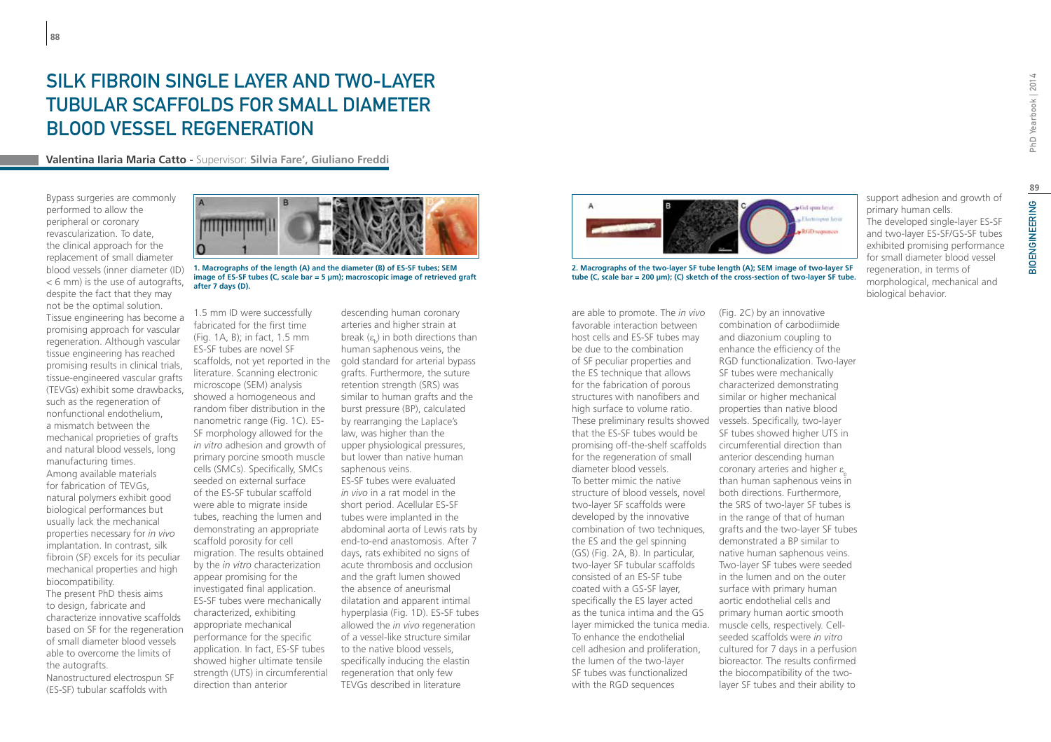# SILK FIBROIN SINGLE LAYER AND TWO-LAYER TUBULAR SCAFFOLDS FOR SMALL DIAMETER BLOOD VESSEL REGENERATION

**Valentina Ilaria Maria Catto -** Supervisor: **Silvia Fare', Giuliano Freddi**

Bypass surgeries are commonly performed to allow the peripheral or coronary revascularization. To date, the clinical approach for the replacement of small diameter blood vessels (inner diameter (ID) < 6 mm) is the use of autografts, despite the fact that they may not be the optimal solution. Tissue engineering has become a promising approach for vascular regeneration. Although vascular tissue engineering has reached promising results in clinical trials, tissue-engineered vascular grafts (TEVGs) exhibit some drawbacks, such as the regeneration of nonfunctional endothelium, a mismatch between the mechanical proprieties of grafts and natural blood vessels, long manufacturing times.

Among available materials for fabrication of TEVGs, natural polymers exhibit good biological performances but usually lack the mechanical properties necessary for *in vivo* implantation. In contrast, silk fibroin (SF) excels for its peculiar mechanical properties and high biocompatibility.

The present PhD thesis aims to design, fabricate and characterize innovative scaffolds based on SF for the regeneration of small diameter blood vessels able to overcome the limits of the autografts.

Nanostructured electrospun SF (ES-SF) tubular scaffolds with 1.5 mm ID were successfully fabricated for the first time (Fig. 1A, B); in fact, 1.5 mm ES-SF tubes are novel SF scaffolds, not yet reported in the literature. Scanning electronic microscope (SEM) analysis showed a homogeneous and random fiber distribution in the nanometric range (Fig. 1C). ES-SF morphology allowed for the *in vitro* adhesion and growth of primary porcine smooth muscle cells (SMCs). Specifically, SMCs seeded on external surface of the ES-SF tubular scaffold were able to migrate inside tubes, reaching the lumen and demonstrating an appropriate scaffold porosity for cell migration. The results obtained by the *in vitro* characterization appear promising for the investigated final application. ES-SF tubes were mechanically characterized, exhibiting appropriate mechanical performance for the specific application. In fact, ES-SF tubes showed higher ultimate tensile strength (UTS) in circumferential direction than anterior descending human coronary arteries and higher strain at break ($\varepsilon_b$) in both directions than human saphenous veins, the gold standard for arterial bypass grafts. Furthermore, the suture retention strength (SRS) was similar to human grafts and the burst pressure (BP), calculated by rearranging the Laplace's law, was higher than the upper physiological pressures, but lower than native human saphenous veins.

1. Macrographs of the length (A) and the diameter (B) of ES-SF tubes; SEM image of ES-SF tubes (C, scale bar = 5 μm); macroscopic image of retrieved graft after 7 days (D).

ES-SF tubes were evaluated *in vivo* in a rat model in the short period. Acellular ES-SF tubes were implanted in the abdominal aorta of Lewis rats by end-to-end anastomosis. After 7 days, rats exhibited no signs of acute thrombosis and occlusion and the graft lumen showed the absence of aneurismal dilatation and apparent intimal hyperplasia (Fig. 1D). ES-SF tubes allowed the *in vivo* regeneration of a vessel-like structure similar to the native blood vessels, specifically inducing the elastin regeneration that only few TEVGs described in literature are able to promote. The *in vivo* favorable interaction between host cells and ES-SF tubes may be due to the combination of SF peculiar properties and the ES technique that allows for the fabrication of porous structures with nanofibers and high surface to volume ratio. These preliminary results showed that the ES-SF tubes would be promising off-the-shelf scaffolds for the regeneration of small diameter blood vessels.

To better mimic the native structure of blood vessels, novel two-layer SF scaffolds were developed by the innovative combination of two techniques, the ES and the gel spinning (GS) (Fig. 2A, B). In particular, two-layer SF tubular scaffolds consisted of an ES-SF tube coated with a GS-SF layer, specifically the ES layer acted as the tunica intima and the GS layer mimicked the tunica media. To enhance the endothelial cell adhesion and proliferation, the lumen of the two-layer SF tubes was functionalized with the RGD sequences (Fig. 2C) by an innovative combination of carbodiimide and diazonium coupling to enhance the efficiency of the RGD functionalization. Two-layer SF tubes were mechanically characterized demonstrating similar or higher mechanical properties than native blood vessels. Specifically, two-layer SF tubes showed higher UTS in circumferential direction than anterior descending human coronary arteries and higher $\varepsilon_b$ than human saphenous veins in both directions. Furthermore, the SRS of two-layer SF tubes is in the range of that of human grafts and the two-layer SF tubes demonstrated a BP similar to native human saphenous veins. Two-layer SF tubes were seeded in the lumen and on the outer surface with primary human aortic endothelial cells and primary human aortic smooth muscle cells, respectively. Cell-seeded scaffolds were *in vitro* cultured for 7 days in a perfusion bioreactor. The results confirmed the biocompatibility of the two-layer SF tubes and their ability to support adhesion and growth of primary human cells.

2. Macrographs of the two-layer SF tube length (A); SEM image of two-layer SF tube (C, scale bar = 200 μm); (C) sketch of the cross-section of two-layer SF tube.

The developed single-layer ES-SF and two-layer ES-SF/GS-SF tubes exhibited promising performance for small diameter blood vessel regeneration, in terms of morphological, mechanical and biological behavior.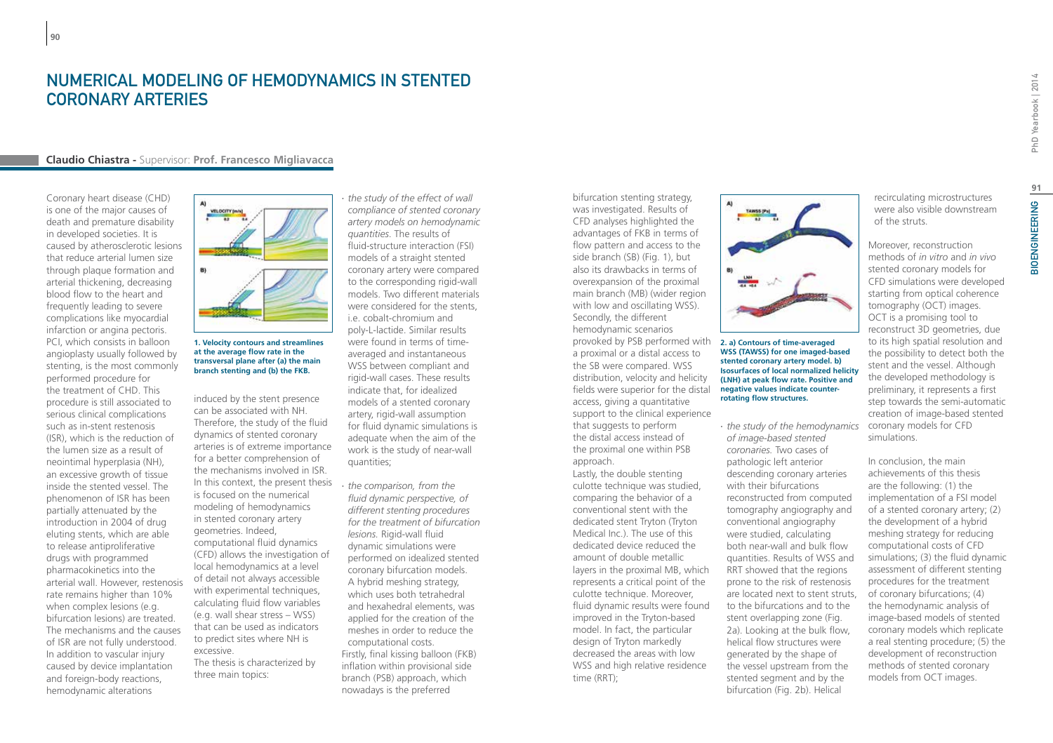# NUMERICAL MODELING OF HEMODYNAMICS IN STENTED CORONARY ARTERIES

**Claudio Chiastra** - Supervisor: **Prof. Francesco Migliavacca**

Coronary heart disease (CHD) is one of the major causes of death and premature disability in developed societies. It is caused by atherosclerotic lesions that reduce arterial lumen size through plaque formation and arterial thickening, decreasing blood flow to the heart and frequently leading to severe complications like myocardial infarction or angina pectoris. PCI, which consists in balloon angioplasty usually followed by stenting, is the most commonly performed procedure for the treatment of CHD. This procedure is still associated to serious clinical complications such as in-stent restenosis (ISR), which is the reduction of the lumen size as a result of neointimal hyperplasia (NH), an excessive growth of tissue inside the stented vessel. The phenomenon of ISR has been partially attenuated by the introduction in 2004 of drug eluting stents, which are able to release antiproliferative drugs with programmed pharmacokinetics into the arterial wall. However, restenosis rate remains higher than 10% when complex lesions (e.g. bifurcation lesions) are treated. The mechanisms and the causes of ISR are not fully understood. In addition to vascular injury caused by device implantation and foreign-body reactions, hemodynamic alterations induced by the stent presence can be associated with NH. Therefore, the study of the fluid dynamics of stented coronary arteries is of extreme importance for a better comprehension of the mechanisms involved in ISR. In this context, the present thesis is focused on the numerical modeling of hemodynamics in stented coronary artery geometries. Indeed, computational fluid dynamics (CFD) allows the investigation of local hemodynamics at a level of detail not always accessible with experimental techniques, calculating fluid flow variables (e.g. wall shear stress – WSS) that can be used as indicators to predict sites where NH is excessive.

The thesis is characterized by three main topics:

**1. Velocity contours and streamlines at the average flow rate in the transversal plane after (a) the main branch stenting and (b) the FKB.**

- *the study of the effect of wall compliance of stented coronary artery models on hemodynamic quantities.* The results of fluid-structure interaction (FSI) models of a straight stented coronary artery were compared to the corresponding rigid-wall models. Two different materials were considered for the stents, i.e. cobalt-chromium and poly-L-lactide. Similar results were found in terms of time-averaged and instantaneous WSS between compliant and rigid-wall cases. These results indicate that, for idealized models of a stented coronary artery, rigid-wall assumption for fluid dynamic simulations is adequate when the aim of the work is the study of near-wall quantities;
- *the comparison, from the fluid dynamic perspective, of different stenting procedures for the treatment of bifurcation lesions.* Rigid-wall fluid dynamic simulations were performed on idealized stented coronary bifurcation models. A hybrid meshing strategy, which uses both tetrahedral and hexahedral elements, was applied for the creation of the meshes in order to reduce the computational costs.

Firstly, final kissing balloon (FKB) inflation within provisional side branch (PSB) approach, which nowadays is the preferred bifurcation stenting strategy, was investigated. Results of CFD analyses highlighted the advantages of FKB in terms of flow pattern and access to the side branch (SB) (Fig. 1), but also its drawbacks in terms of overexpansion of the proximal main branch (MB) (wider region with low and oscillating WSS). Secondly, the different hemodynamic scenarios provoked by PSB performed with a proximal or a distal access to the SB were compared. WSS distribution, velocity and helicity fields were superior for the distal access, giving a quantitative support to the clinical experience that suggests to perform the distal access instead of the proximal one within PSB approach.

Lastly, the double stenting culotte technique was studied, comparing the behavior of a conventional stent with the dedicated stent Tryton (Tryton Medical Inc.). The use of this dedicated device reduced the amount of double metallic layers in the proximal MB, which represents a critical point of the culotte technique. Moreover, fluid dynamic results were found improved in the Tryton-based model. In fact, the particular design of Tryton markedly decreased the areas with low WSS and high relative residence time (RRT);

**2. a) Contours of time-averaged WSS (TAWSS) for one imaged-based stented coronary artery model. b) Isosurfaces of local normalized helicity (LNH) at peak flow rate. Positive and negative values indicate counter-rotating flow structures.**

- *the study of the hemodynamics of image-based stented coronaries.* Two cases of pathologic left anterior descending coronary arteries with their bifurcations reconstructed from computed tomography angiography and conventional angiography were studied, calculating both near-wall and bulk flow quantities. Results of WSS and RRT showed that the regions prone to the risk of restenosis are located next to stent struts, to the bifurcations and to the stent overlapping zone (Fig. 2a). Looking at the bulk flow, helical flow structures were generated by the shape of the vessel upstream from the stented segment and by the bifurcation (Fig. 2b). Helical recirculating microstructures were also visible downstream of the struts.

Moreover, reconstruction methods of *in vitro* and *in vivo* stented coronary models for CFD simulations were developed starting from optical coherence tomography (OCT) images. OCT is a promising tool to reconstruct 3D geometries, due to its high spatial resolution and the possibility to detect both the stent and the vessel. Although the developed methodology is preliminary, it represents a first step towards the semi-automatic creation of image-based stented coronary models for CFD simulations.

In conclusion, the main achievements of this thesis are the following: (1) the implementation of a FSI model of a stented coronary artery; (2) the development of a hybrid meshing strategy for reducing computational costs of CFD simulations; (3) the fluid dynamic assessment of different stenting procedures for the treatment of coronary bifurcations; (4) the hemodynamic analysis of image-based models of stented coronary models which replicate a real stenting procedure; (5) the development of reconstruction methods of stented coronary models from OCT images.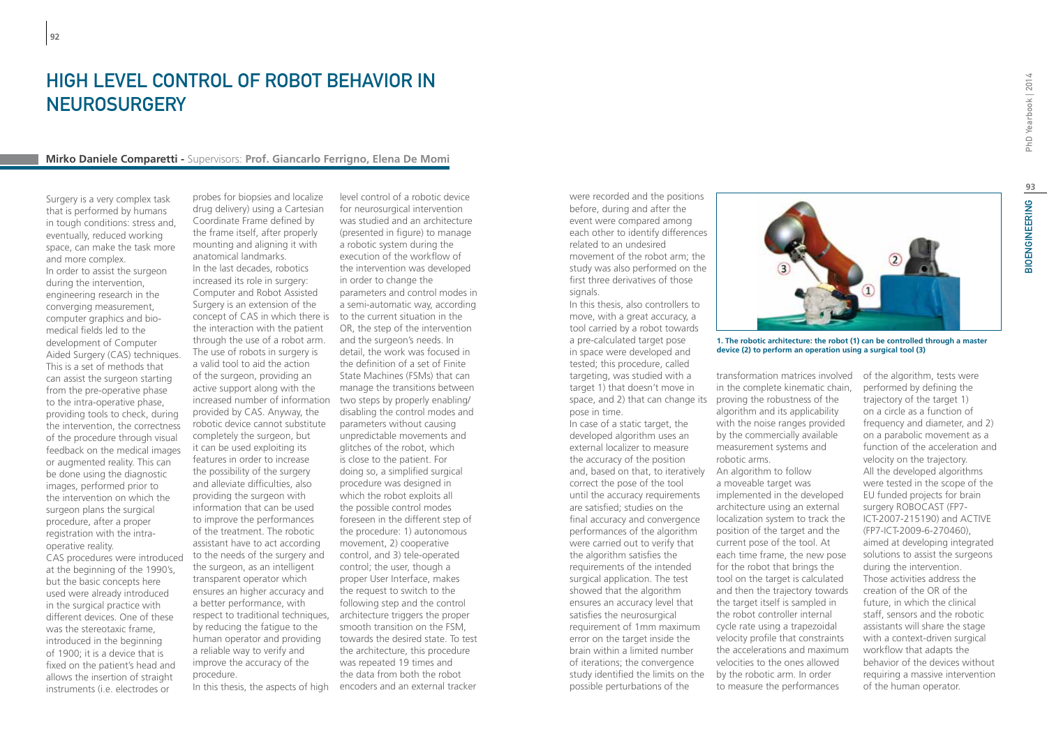# HIGH LEVEL CONTROL OF ROBOT BEHAVIOR IN NEUROSURGERY

**Mirko Daniele Comparetti -** Supervisors: **Prof. Giancarlo Ferrigno, Elena De Momi**

Surgery is a very complex task that is performed by humans in tough conditions: stress and, eventually, reduced working space, can make the task more and more complex.
In order to assist the surgeon during the intervention, engineering research in the converging measurement, computer graphics and bio-medical fields led to the development of Computer Aided Surgery (CAS) techniques. This is a set of methods that can assist the surgeon starting from the pre-operative phase to the intra-operative phase, providing tools to check, during the intervention, the correctness of the procedure through visual feedback on the medical images or augmented reality. This can be done using the diagnostic images, performed prior to the intervention on which the surgeon plans the surgical procedure, after a proper registration with the intra-operative reality.
CAS procedures were introduced at the beginning of the 1990's, but the basic concepts here used were already introduced in the surgical practice with different devices. One of these was the stereotaxic frame, introduced in the beginning of 1900; it is a device that is fixed on the patient's head and allows the insertion of straight instruments (i.e. electrodes or probes for biopsies and localize drug delivery) using a Cartesian Coordinate Frame defined by the frame itself, after properly mounting and aligning it with anatomical landmarks.
In the last decades, robotics increased its role in surgery: Computer and Robot Assisted Surgery is an extension of the concept of CAS in which there is the interaction with the patient through the use of a robot arm. The use of robots in surgery is a valid tool to aid the action of the surgeon, providing an active support along with the increased number of information provided by CAS. Anyway, the robotic device cannot substitute completely the surgeon, but it can be used exploiting its features in order to increase the possibility of the surgery and alleviate difficulties, also providing the surgeon with information that can be used to improve the performances of the treatment. The robotic assistant have to act according to the needs of the surgery and the surgeon, as an intelligent transparent operator which ensures an higher accuracy and a better performance, with respect to traditional techniques, by reducing the fatigue to the human operator and providing a reliable way to verify and improve the accuracy of the procedure.
In this thesis, the aspects of high level control of a robotic device for neurosurgical intervention was studied and an architecture (presented in figure) to manage a robotic system during the execution of the workflow of the intervention was developed in order to change the parameters and control modes in a semi-automatic way, according to the current situation in the OR, the step of the intervention and the surgeon's needs. In detail, the work was focused in the definition of a set of Finite State Machines (FSMs) that can manage the transitions between two steps by properly enabling/disabling the control modes and parameters without causing unpredictable movements and glitches of the robot, which is close to the patient. For doing so, a simplified surgical procedure was designed in which the robot exploits all the possible control modes foreseen in the different step of the procedure: 1) autonomous movement, 2) cooperative control, and 3) tele-operated control; the user, though a proper User Interface, makes the request to switch to the following step and the control architecture triggers the proper smooth transition on the FSM, towards the desired state. To test the architecture, this procedure was repeated 19 times and the data from both the robot encoders and an external tracker were recorded and the positions before, during and after the event were compared among each other to identify differences related to an undesired movement of the robot arm; the study was also performed on the first three derivatives of those signals.
In this thesis, also controllers to move, with a great accuracy, a tool carried by a robot towards a pre-calculated target pose in space were developed and tested; this procedure, called targeting, was studied with a target 1) that doesn't move in space, and 2) that can change its pose in time.
In case of a static target, the developed algorithm uses an external localizer to measure the accuracy of the position and, based on that, to iteratively correct the pose of the tool until the accuracy requirements are satisfied; studies on the final accuracy and convergence performances of the algorithm were carried out to verify that the algorithm satisfies the requirements of the intended surgical application. The test showed that the algorithm ensures an accuracy level that satisfies the neurosurgical requirement of 1mm maximum error on the target inside the brain within a limited number of iterations; the convergence study identified the limits on the possible perturbations of the transformation matrices involved in the complete kinematic chain, proving the robustness of the algorithm and its applicability with the noise ranges provided by the commercially available measurement systems and robotic arms.

**1. The robotic architecture: the robot (1) can be controlled through a master device (2) to perform an operation using a surgical tool (3)**

An algorithm to follow a moveable target was implemented in the developed architecture using an external localization system to track the position of the target and the current pose of the tool. At each time frame, the new pose for the robot that brings the tool on the target is calculated and then the trajectory towards the target itself is sampled in the robot controller internal cycle rate using a trapezoidal velocity profile that constraints the accelerations and maximum velocities to the ones allowed by the robotic arm. In order to measure the performances of the algorithm, tests were performed by defining the trajectory of the target 1) on a circle as a function of frequency and diameter, and 2) on a parabolic movement as a function of the acceleration and velocity on the trajectory.
All the developed algorithms were tested in the scope of the EU funded projects for brain surgery ROBOCAST (FP7-ICT-2007-215190) and ACTIVE (FP7-ICT-2009-6-270460), aimed at developing integrated solutions to assist the surgeons during the intervention. Those activities address the creation of the OR of the future, in which the clinical staff, sensors and the robotic assistants will share the stage with a context-driven surgical workflow that adapts the behavior of the devices without requiring a massive intervention of the human operator.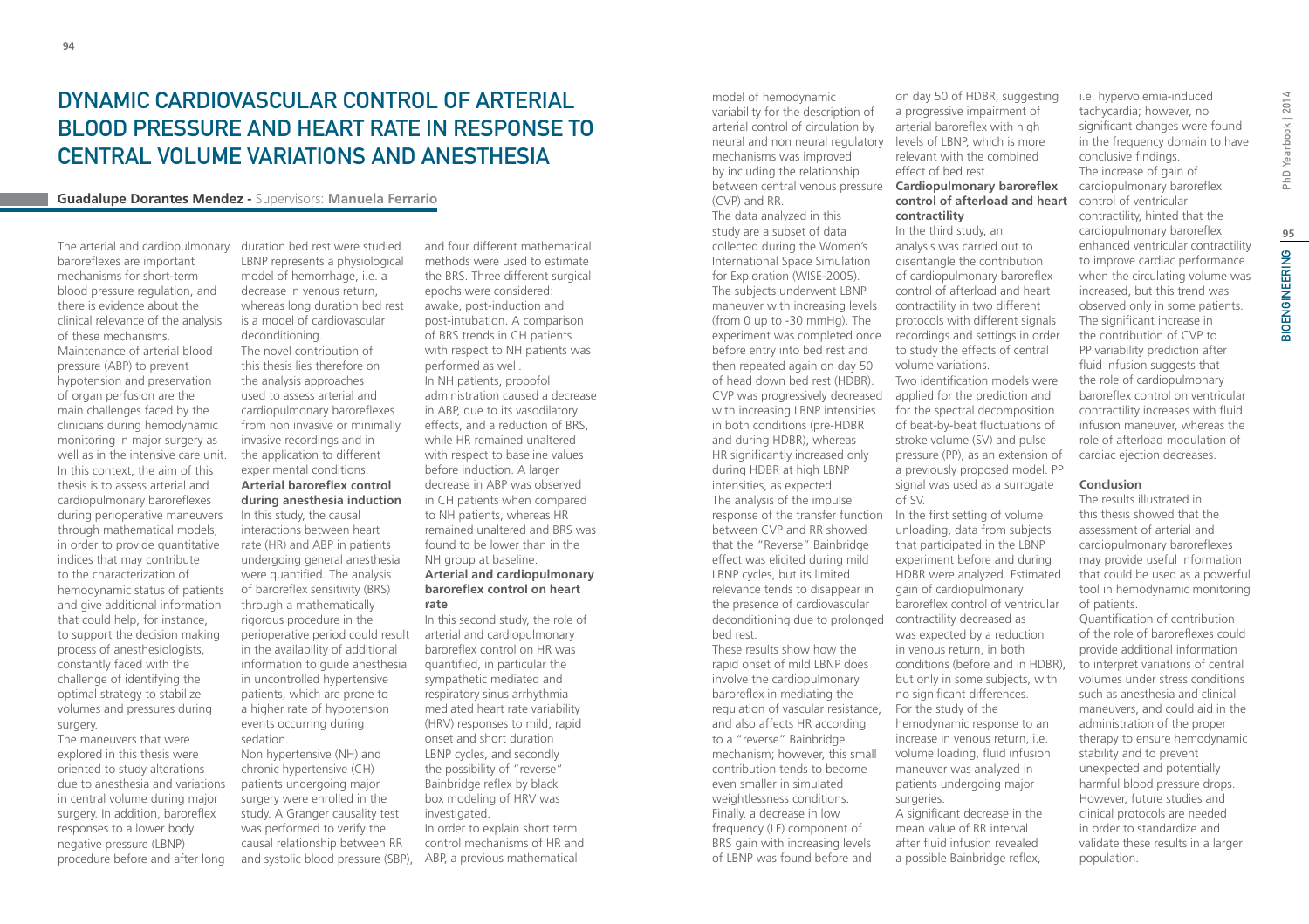# DYNAMIC CARDIOVASCULAR CONTROL OF ARTERIAL BLOOD PRESSURE AND HEART RATE IN RESPONSE TO CENTRAL VOLUME VARIATIONS AND ANESTHESIA

**Guadalupe Dorantes Mendez - Supervisors: Manuela Ferrario**

The arterial and cardiopulmonary baroreflexes are important mechanisms for short-term blood pressure regulation, and there is evidence about the clinical relevance of the analysis of these mechanisms. Maintenance of arterial blood pressure (ABP) to prevent hypotension and preservation of organ perfusion are the main challenges faced by the clinicians during hemodynamic monitoring in major surgery as well as in the intensive care unit. In this context, the aim of this thesis is to assess arterial and cardiopulmonary baroreflexes during perioperative maneuvers through mathematical models, in order to provide quantitative indices that may contribute to the characterization of hemodynamic status of patients and give additional information that could help, for instance, to support the decision making process of anesthesiologists, constantly faced with the challenge of identifying the optimal strategy to stabilize volumes and pressures during surgery.

The maneuvers that were explored in this thesis were oriented to study alterations due to anesthesia and variations in central volume during major surgery. In addition, baroreflex responses to a lower body negative pressure (LBNP) procedure before and after long duration bed rest were studied. LBNP represents a physiological model of hemorrhage, i.e. a decrease in venous return, whereas long duration bed rest is a model of cardiovascular deconditioning.

The novel contribution of this thesis lies therefore on the analysis approaches used to assess arterial and cardiopulmonary baroreflexes from non invasive or minimally invasive recordings and in the application to different experimental conditions.

**Arterial baroreflex control during anesthesia induction**

In this study, the causal interactions between heart rate (HR) and ABP in patients undergoing general anesthesia were quantified. The analysis of baroreflex sensitivity (BRS) through a mathematically rigorous procedure in the perioperative period could result in the availability of additional information to guide anesthesia in uncontrolled hypertensive patients, which are prone to a higher rate of hypotension events occurring during sedation.

Non hypertensive (NH) and chronic hypertensive (CH) patients undergoing major surgery were enrolled in the study. A Granger causality test was performed to verify the causal relationship between RR and systolic blood pressure (SBP), and four different mathematical methods were used to estimate the BRS. Three different surgical epochs were considered: awake, post-induction and post-intubation. A comparison of BRS trends in CH patients with respect to NH patients was performed as well.

In NH patients, propofol administration caused a decrease in ABP, due to its vasodilatory effects, and a reduction of BRS, while HR remained unaltered with respect to baseline values before induction. A larger decrease in ABP was observed in CH patients when compared to NH patients, whereas HR remained unaltered and BRS was found to be lower than in the NH group at baseline.

**Arterial and cardiopulmonary baroreflex control on heart rate**

In this second study, the role of arterial and cardiopulmonary baroreflex control on HR was quantified, in particular the sympathetic mediated and respiratory sinus arrhythmia mediated heart rate variability (HRV) responses to mild, rapid onset and short duration LBNP cycles, and secondly the possibility of "reverse" Bainbridge reflex by black box modeling of HRV was investigated.

In order to explain short term control mechanisms of HR and ABP, a previous mathematical model of hemodynamic variability for the description of arterial control of circulation by neural and non neural regulatory mechanisms was improved by including the relationship between central venous pressure (CVP) and RR.

The data analyzed in this study are a subset of data collected during the Women's International Space Simulation for Exploration (WISE-2005). The subjects underwent LBNP maneuver with increasing levels (from 0 up to -30 mmHg). The experiment was completed once before entry into bed rest and then repeated again on day 50 of head down bed rest (HDBR). CVP was progressively decreased with increasing LBNP intensities in both conditions (pre-HDBR and during HDBR), whereas HR significantly increased only during HDBR at high LBNP intensities, as expected.

The analysis of the impulse response of the transfer function between CVP and RR showed that the "Reverse" Bainbridge effect was elicited during mild LBNP cycles, but its limited relevance tends to disappear in the presence of cardiovascular deconditioning due to prolonged bed rest.

These results show how the rapid onset of mild LBNP does involve the cardiopulmonary baroreflex in mediating the regulation of vascular resistance, and also affects HR according to a "reverse" Bainbridge mechanism; however, this small contribution tends to become even smaller in simulated weightlessness conditions.

Finally, a decrease in low frequency (LF) component of BRS gain with increasing levels of LBNP was found before and on day 50 of HDBR, suggesting a progressive impairment of arterial baroreflex with high levels of LBNP, which is more relevant with the combined effect of bed rest.

**Cardiopulmonary baroreflex control of afterload and heart contractility**

In the third study, an analysis was carried out to disentangle the contribution of cardiopulmonary baroreflex control of afterload and heart contractility in two different protocols with different signals recordings and settings in order to study the effects of central volume variations.

Two identification models were applied for the prediction and for the spectral decomposition of beat-by-beat fluctuations of stroke volume (SV) and pulse pressure (PP), as an extension of a previously proposed model. PP signal was used as a surrogate of SV.

In the first setting of volume unloading, data from subjects that participated in the LBNP experiment before and during HDBR were analyzed. Estimated gain of cardiopulmonary baroreflex control of ventricular contractility decreased as was expected by a reduction in venous return, in both conditions (before and in HDBR), but only in some subjects, with no significant differences.

For the study of the hemodynamic response to an increase in venous return, i.e. volume loading, fluid infusion maneuver was analyzed in patients undergoing major surgeries.

A significant decrease in the mean value of RR interval after fluid infusion revealed a possible Bainbridge reflex, i.e. hypervolemia-induced tachycardia; however, no significant changes were found in the frequency domain to have conclusive findings.

The increase of gain of cardiopulmonary baroreflex control of ventricular contractility, hinted that the cardiopulmonary baroreflex enhanced ventricular contractility to improve cardiac performance when the circulating volume was increased, but this trend was observed only in some patients. The significant increase in the contribution of CVP to PP variability prediction after fluid infusion suggests that the role of cardiopulmonary baroreflex control on ventricular contractility increases with fluid infusion maneuver, whereas the role of afterload modulation of cardiac ejection decreases.

**Conclusion**

The results illustrated in this thesis showed that the assessment of arterial and cardiopulmonary baroreflexes may provide useful information that could be used as a powerful tool in hemodynamic monitoring of patients.

Quantification of contribution of the role of baroreflexes could provide additional information to interpret variations of central volumes under stress conditions such as anesthesia and clinical maneuvers, and could aid in the administration of the proper therapy to ensure hemodynamic stability and to prevent unexpected and potentially harmful blood pressure drops. However, future studies and clinical protocols are needed in order to standardize and validate these results in a larger population.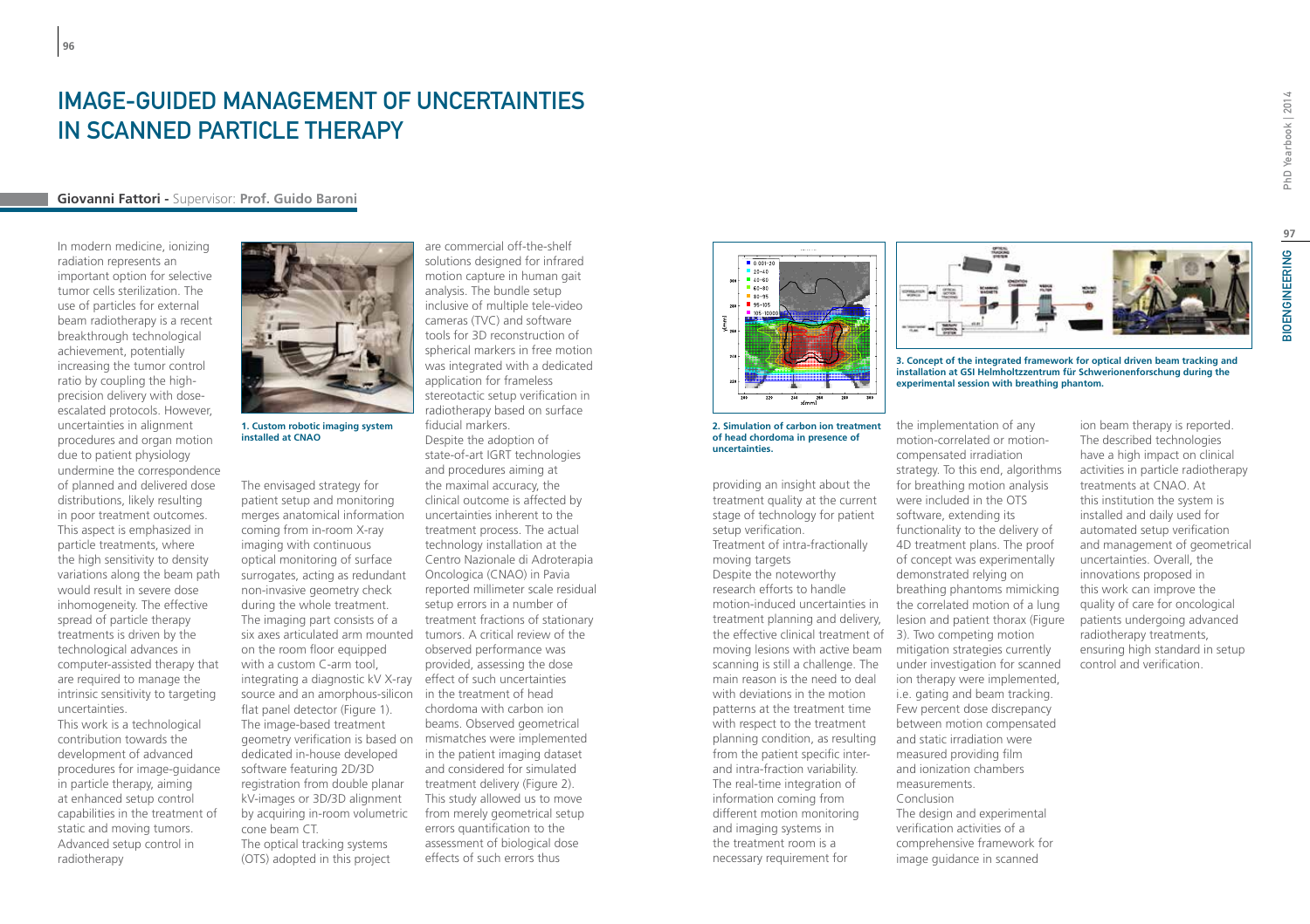# IMAGE-GUIDED MANAGEMENT OF UNCERTAINTIES IN SCANNED PARTICLE THERAPY

**Giovanni Fattori -** Supervisor: **Prof. Guido Baroni**

In modern medicine, ionizing radiation represents an important option for selective tumor cells sterilization. The use of particles for external beam radiotherapy is a recent breakthrough technological achievement, potentially increasing the tumor control ratio by coupling the high-precision delivery with dose-escalated protocols. However, uncertainties in alignment procedures and organ motion due to patient physiology undermine the correspondence of planned and delivered dose distributions, likely resulting in poor treatment outcomes. This aspect is emphasized in particle treatments, where the high sensitivity to density variations along the beam path would result in severe dose inhomogeneity. The effective spread of particle therapy treatments is driven by the technological advances in computer-assisted therapy that are required to manage the intrinsic sensitivity to targeting uncertainties.

This work is a technological contribution towards the development of advanced procedures for image-guidance in particle therapy, aiming at enhanced setup control capabilities in the treatment of static and moving tumors.

Advanced setup control in radiotherapy

**1. Custom robotic imaging system installed at CNAO**

The envisaged strategy for patient setup and monitoring merges anatomical information coming from in-room X-ray imaging with continuous optical monitoring of surface surrogates, acting as redundant non-invasive geometry check during the whole treatment. The imaging part consists of a six axes articulated arm mounted on the room floor equipped with a custom C-arm tool, integrating a diagnostic kV X-ray source and an amorphous-silicon flat panel detector (Figure 1). The image-based treatment geometry verification is based on dedicated in-house developed software featuring 2D/3D registration from double planar kV-images or 3D/3D alignment by acquiring in-room volumetric cone beam CT.

The optical tracking systems (OTS) adopted in this project are commercial off-the-shelf solutions designed for infrared motion capture in human gait analysis. The bundle setup inclusive of multiple tele-video cameras (TVC) and software tools for 3D reconstruction of spherical markers in free motion was integrated with a dedicated application for frameless stereotactic setup verification in radiotherapy based on surface fiducial markers.

Despite the adoption of state-of-art IGRT technologies and procedures aiming at the maximal accuracy, the clinical outcome is affected by uncertainties inherent to the treatment process. The actual technology installation at the Centro Nazionale di Adroterapia Oncologica (CNAO) in Pavia reported millimeter scale residual setup errors in a number of treatment fractions of stationary tumors. A critical review of the observed performance was provided, assessing the dose effect of such uncertainties in the treatment of head chordoma with carbon ion beams. Observed geometrical mismatches were implemented in the patient imaging dataset and considered for simulated treatment delivery (Figure 2). This study allowed us to move from merely geometrical setup errors quantification to the assessment of biological dose effects of such errors thus providing an insight about the treatment quality at the current stage of technology for patient setup verification.

**2. Simulation of carbon ion treatment of head chordoma in presence of uncertainties.**

Treatment of intra-fractionally moving targets

Despite the noteworthy research efforts to handle motion-induced uncertainties in treatment planning and delivery, the effective clinical treatment of moving lesions with active beam scanning is still a challenge. The main reason is the need to deal with deviations in the motion patterns at the treatment time with respect to the treatment planning condition, as resulting from the patient specific inter- and intra-fraction variability. The real-time integration of information coming from different motion monitoring and imaging systems in the treatment room is a necessary requirement for the implementation of any motion-correlated or motion-compensated irradiation strategy. To this end, algorithms for breathing motion analysis were included in the OTS software, extending its functionality to the delivery of 4D treatment plans. The proof of concept was experimentally demonstrated relying on breathing phantoms mimicking the correlated motion of a lung lesion and patient thorax (Figure 3). Two competing motion mitigation strategies currently under investigation for scanned ion therapy were implemented, i.e. gating and beam tracking. Few percent dose discrepancy between motion compensated and static irradiation were measured providing film and ionization chambers measurements.

**3. Concept of the integrated framework for optical driven beam tracking and installation at GSI Helmholtzzentrum für Schwerionenforschung during the experimental session with breathing phantom.**

Conclusion

The design and experimental verification activities of a comprehensive framework for image guidance in scanned ion beam therapy is reported. The described technologies have a high impact on clinical activities in particle radiotherapy treatments at CNAO. At this institution the system is installed and daily used for automated setup verification and management of geometrical uncertainties. Overall, the innovations proposed in this work can improve the quality of care for oncological patients undergoing advanced radiotherapy treatments, ensuring high standard in setup control and verification.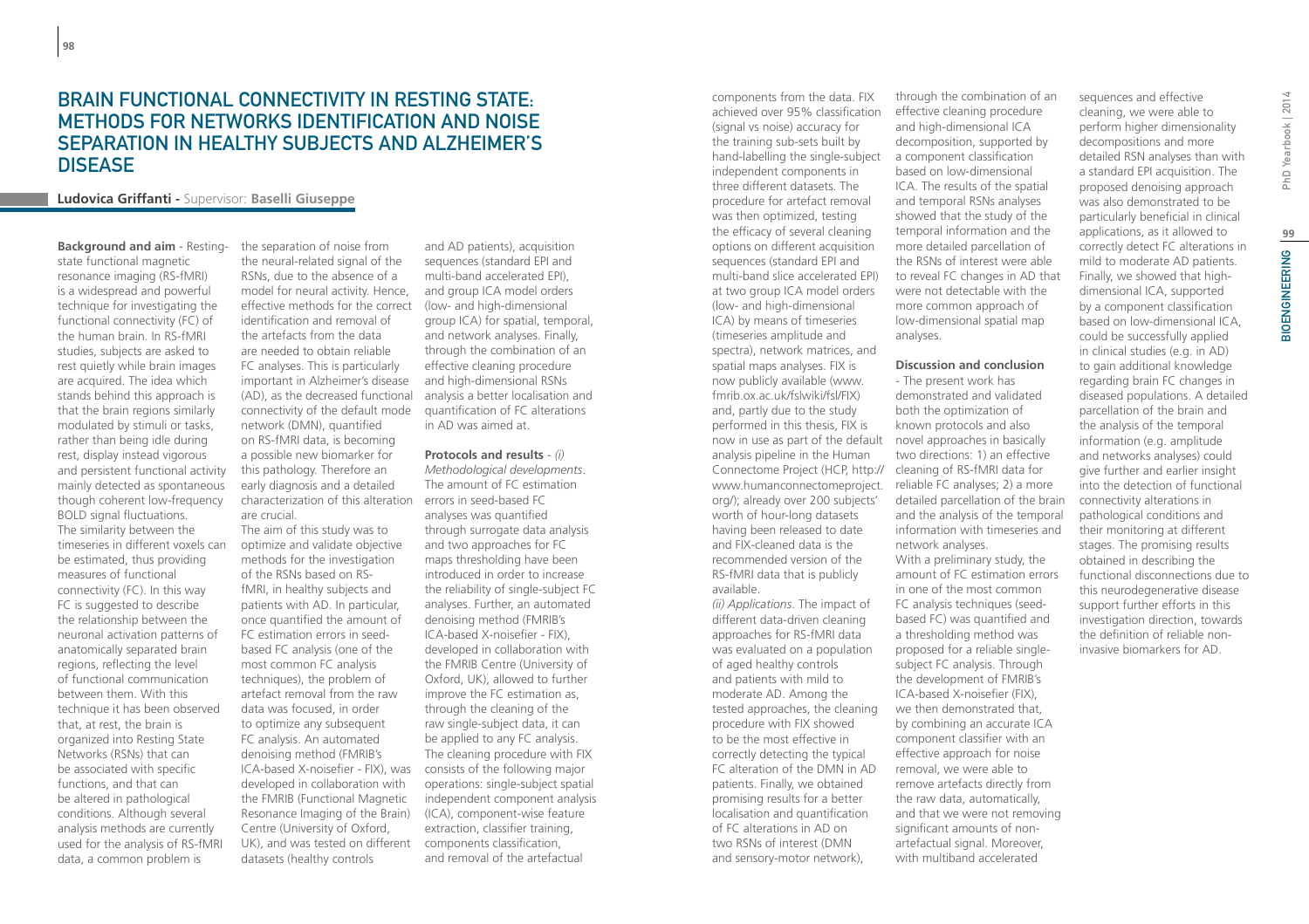# Brain Functional Connectivity in Resting State: Methods for Networks Identification and Noise Separation in Healthy Subjects and Alzheimer's Disease

**Ludovica Griffanti -** Supervisor: **Baselli Giuseppe**

**Background and aim** - Resting-state functional magnetic resonance imaging (RS-fMRI) is a widespread and powerful technique for investigating the functional connectivity (FC) of the human brain. In RS-fMRI studies, subjects are asked to rest quietly while brain images are acquired. The idea which stands behind this approach is that the brain regions similarly modulated by stimuli or tasks, rather than being idle during rest, display instead vigorous and persistent functional activity mainly detected as spontaneous though coherent low-frequency BOLD signal fluctuations. The similarity between the timeseries in different voxels can be estimated, thus providing measures of functional connectivity (FC). In this way FC is suggested to describe the relationship between the neuronal activation patterns of anatomically separated brain regions, reflecting the level of functional communication between them. With this technique it has been observed that, at rest, the brain is organized into Resting State Networks (RSNs) that can be associated with specific functions, and that can be altered in pathological conditions. Although several analysis methods are currently used for the analysis of RS-fMRI data, a common problem is the separation of noise from the neural-related signal of the RSNs, due to the absence of a model for neural activity. Hence, effective methods for the correct identification and removal of the artefacts from the data are needed to obtain reliable FC analyses. This is particularly important in Alzheimer's disease (AD), as the decreased functional connectivity of the default mode network (DMN), quantified on RS-fMRI data, is becoming a possible new biomarker for this pathology. Therefore an early diagnosis and a detailed characterization of this alteration are crucial.

The aim of this study was to optimize and validate objective methods for the investigation of the RSNs based on RS-fMRI, in healthy subjects and patients with AD. In particular, once quantified the amount of FC estimation errors in seed-based FC analysis (one of the most common FC analysis techniques), the problem of artefact removal from the raw data was focused, in order to optimize any subsequent FC analysis. An automated denoising method (FMRIB's ICA-based X-noisefier - FIX), was developed in collaboration with the FMRIB (Functional Magnetic Resonance Imaging of the Brain) Centre (University of Oxford, UK), and was tested on different datasets (healthy controls and AD patients), acquisition sequences (standard EPI and multi-band accelerated EPI), and group ICA model orders (low- and high-dimensional group ICA) for spatial, temporal, and network analyses. Finally, through the combination of an effective cleaning procedure and high-dimensional RSNs analysis a better localisation and quantification of FC alterations in AD was aimed at.

**Protocols and results** - *(i) Methodological developments*. The amount of FC estimation errors in seed-based FC analyses was quantified through surrogate data analysis and two approaches for FC maps thresholding have been introduced in order to increase the reliability of single-subject FC analyses. Further, an automated denoising method (FMRIB's ICA-based X-noisefier - FIX), developed in collaboration with the FMRIB Centre (University of Oxford, UK), allowed to further improve the FC estimation as, through the cleaning of the raw single-subject data, it can be applied to any FC analysis. The cleaning procedure with FIX consists of the following major operations: single-subject spatial independent component analysis (ICA), component-wise feature extraction, classifier training, components classification, and removal of the artefactual components from the data. FIX achieved over 95% classification (signal vs noise) accuracy for the training sub-sets built by hand-labelling the single-subject independent components in three different datasets. The procedure for artefact removal was then optimized, testing the efficacy of several cleaning options on different acquisition sequences (standard EPI and multi-band slice accelerated EPI) at two group ICA model orders (low- and high-dimensional ICA) by means of timeseries (timeseries amplitude and spectra), network matrices, and spatial maps analyses. FIX is now publicly available (www.fmrib.ox.ac.uk/fslwiki/fsl/FIX) and, partly due to the study performed in this thesis, FIX is now in use as part of the default analysis pipeline in the Human Connectome Project (HCP, http://www.humanconnectomeproject.org/); already over 200 subjects' worth of hour-long datasets having been released to date and FIX-cleaned data is the recommended version of the RS-fMRI data that is publicly available.

*(ii) Applications*. The impact of different data-driven cleaning approaches for RS-fMRI data was evaluated on a population of aged healthy controls and patients with mild to moderate AD. Among the tested approaches, the cleaning procedure with FIX showed to be the most effective in correctly detecting the typical FC alteration of the DMN in AD patients. Finally, we obtained promising results for a better localisation and quantification of FC alterations in AD on two RSNs of interest (DMN and sensory-motor network), through the combination of an effective cleaning procedure and high-dimensional ICA decomposition, supported by a component classification based on low-dimensional ICA. The results of the spatial and temporal RSNs analyses showed that the study of the temporal information and the more detailed parcellation of the RSNs of interest were able to reveal FC changes in AD that were not detectable with the more common approach of low-dimensional spatial map analyses.

**Discussion and conclusion** - The present work has demonstrated and validated both the optimization of known protocols and also novel approaches in basically two directions: 1) an effective cleaning of RS-fMRI data for reliable FC analyses; 2) a more detailed parcellation of the brain and the analysis of the temporal information with timeseries and network analyses.

With a preliminary study, the amount of FC estimation errors in one of the most common FC analysis techniques (seed-based FC) was quantified and a thresholding method was proposed for a reliable single-subject FC analysis. Through the development of FMRIB's ICA-based X-noisefier (FIX), we then demonstrated that, by combining an accurate ICA component classifier with an effective approach for noise removal, we were able to remove artefacts directly from the raw data, automatically, and that we were not removing significant amounts of non-artefactual signal. Moreover, with multiband accelerated sequences and effective cleaning, we were able to perform higher dimensionality decompositions and more detailed RSN analyses than with a standard EPI acquisition. The proposed denoising approach was also demonstrated to be particularly beneficial in clinical applications, as it allowed to correctly detect FC alterations in mild to moderate AD patients. Finally, we showed that high-dimensional ICA, supported by a component classification based on low-dimensional ICA, could be successfully applied in clinical studies (e.g. in AD) to gain additional knowledge regarding brain FC changes in diseased populations. A detailed parcellation of the brain and the analysis of the temporal information (e.g. amplitude and networks analyses) could give further and earlier insight into the detection of functional connectivity alterations in pathological conditions and their monitoring at different stages. The promising results obtained in describing the functional disconnections due to this neurodegenerative disease support further efforts in this investigation direction, towards the definition of reliable non-invasive biomarkers for AD.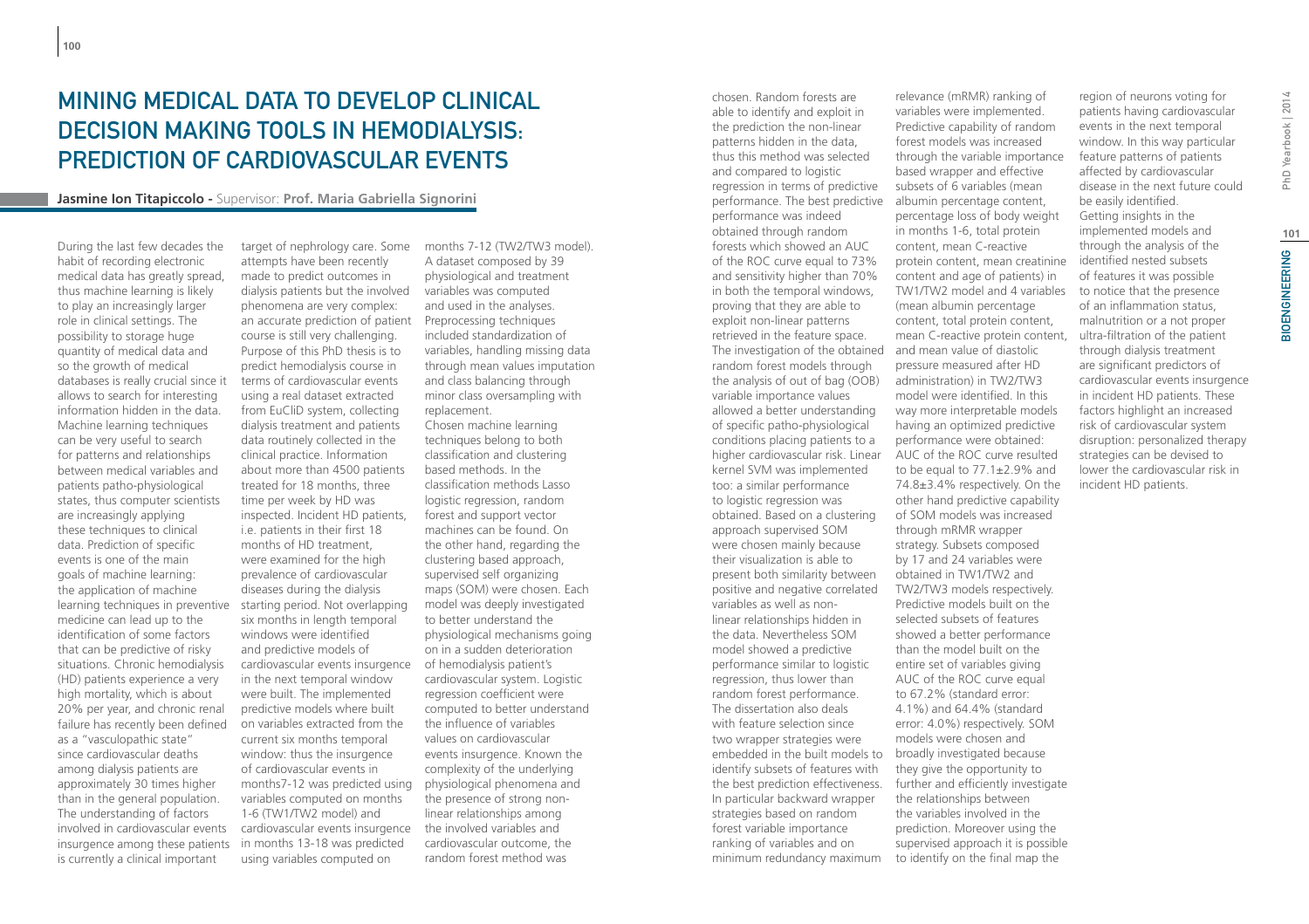# MINING MEDICAL DATA TO DEVELOP CLINICAL DECISION MAKING TOOLS IN HEMODIALYSIS: PREDICTION OF CARDIOVASCULAR EVENTS

**Jasmine Ion Titapiccolo -** Supervisor: **Prof. Maria Gabriella Signorini**

During the last few decades the habit of recording electronic medical data has greatly spread, thus machine learning is likely to play an increasingly larger role in clinical settings. The possibility to storage huge quantity of medical data and so the growth of medical databases is really crucial since it allows to search for interesting information hidden in the data. Machine learning techniques can be very useful to search for patterns and relationships between medical variables and patients patho-physiological states, thus computer scientists are increasingly applying these techniques to clinical data. Prediction of specific events is one of the main goals of machine learning: the application of machine learning techniques in preventive medicine can lead up to the identification of some factors that can be predictive of risky situations. Chronic hemodialysis (HD) patients experience a very high mortality, which is about 20% per year, and chronic renal failure has recently been defined as a "vasculopathic state" since cardiovascular deaths among dialysis patients are approximately 30 times higher than in the general population. The understanding of factors involved in cardiovascular events insurgence among these patients is currently a clinical important target of nephrology care. Some attempts have been recently made to predict outcomes in dialysis patients but the involved phenomena are very complex: an accurate prediction of patient course is still very challenging. Purpose of this PhD thesis is to predict hemodialysis course in terms of cardiovascular events using a real dataset extracted from EuCliD system, collecting dialysis treatment and patients data routinely collected in the clinical practice. Information about more than 4500 patients treated for 18 months, three time per week by HD was inspected. Incident HD patients, i.e. patients in their first 18 months of HD treatment, were examined for the high prevalence of cardiovascular diseases during the dialysis starting period. Not overlapping six months in length temporal windows were identified and predictive models of cardiovascular events insurgence in the next temporal window were built. The implemented predictive models where built on variables extracted from the current six months temporal window: thus the insurgence of cardiovascular events in months7-12 was predicted using variables computed on months 1-6 (TW1/TW2 model) and cardiovascular events insurgence in months 13-18 was predicted using variables computed on months 7-12 (TW2/TW3 model). A dataset composed by 39 physiological and treatment variables was computed and used in the analyses. Preprocessing techniques included standardization of variables, handling missing data through mean values imputation and class balancing through minor class oversampling with replacement.

Chosen machine learning techniques belong to both classification and clustering based methods. In the classification methods Lasso logistic regression, random forest and support vector machines can be found. On the other hand, regarding the clustering based approach, supervised self organizing maps (SOM) were chosen. Each model was deeply investigated to better understand the physiological mechanisms going on in a sudden deterioration of hemodialysis patient's cardiovascular system. Logistic regression coefficient were computed to better understand the influence of variables values on cardiovascular events insurgence. Known the complexity of the underlying physiological phenomena and the presence of strong non-linear relationships among the involved variables and cardiovascular outcome, the random forest method was chosen. Random forests are able to identify and exploit in the prediction the non-linear patterns hidden in the data, thus this method was selected and compared to logistic regression in terms of predictive performance. The best predictive performance was indeed obtained through random forests which showed an AUC of the ROC curve equal to 73% and sensitivity higher than 70% in both the temporal windows, proving that they are able to exploit non-linear patterns retrieved in the feature space. The investigation of the obtained random forest models through the analysis of out of bag (OOB) variable importance values allowed a better understanding of specific patho-physiological conditions placing patients to a higher cardiovascular risk. Linear kernel SVM was implemented too: a similar performance to logistic regression was obtained. Based on a clustering approach supervised SOM were chosen mainly because their visualization is able to present both similarity between positive and negative correlated variables as well as non-linear relationships hidden in the data. Nevertheless SOM model showed a predictive performance similar to logistic regression, thus lower than random forest performance.

The dissertation also deals with feature selection since two wrapper strategies were embedded in the built models to identify subsets of features with the best prediction effectiveness. In particular backward wrapper strategies based on random forest variable importance ranking of variables and on minimum redundancy maximum relevance (mRMR) ranking of variables were implemented. Predictive capability of random forest models was increased through the variable importance based wrapper and effective subsets of 6 variables (mean albumin percentage content, percentage loss of body weight in months 1-6, total protein content, mean C-reactive protein content, mean creatinine content and age of patients) in TW1/TW2 model and 4 variables (mean albumin percentage content, total protein content, mean C-reactive protein content, and mean value of diastolic pressure measured after HD administration) in TW2/TW3 model were identified. In this way more interpretable models having an optimized predictive performance were obtained: AUC of the ROC curve resulted to be equal to 77.1±2.9% and 74.8±3.4% respectively. On the other hand predictive capability of SOM models was increased through mRMR wrapper strategy. Subsets composed by 17 and 24 variables were obtained in TW1/TW2 and TW2/TW3 models respectively. Predictive models built on the selected subsets of features showed a better performance than the model built on the entire set of variables giving AUC of the ROC curve equal to 67.2% (standard error: 4.1%) and 64.4% (standard error: 4.0%) respectively. SOM models were chosen and broadly investigated because they give the opportunity to further and efficiently investigate the relationships between the variables involved in the prediction. Moreover using the supervised approach it is possible to identify on the final map the region of neurons voting for patients having cardiovascular events in the next temporal window. In this way particular feature patterns of patients affected by cardiovascular disease in the next future could be easily identified.

Getting insights in the implemented models and through the analysis of the identified nested subsets of features it was possible to notice that the presence of an inflammation status, malnutrition or a not proper ultra-filtration of the patient through dialysis treatment are significant predictors of cardiovascular events insurgence in incident HD patients. These factors highlight an increased risk of cardiovascular system disruption: personalized therapy strategies can be devised to lower the cardiovascular risk in incident HD patients.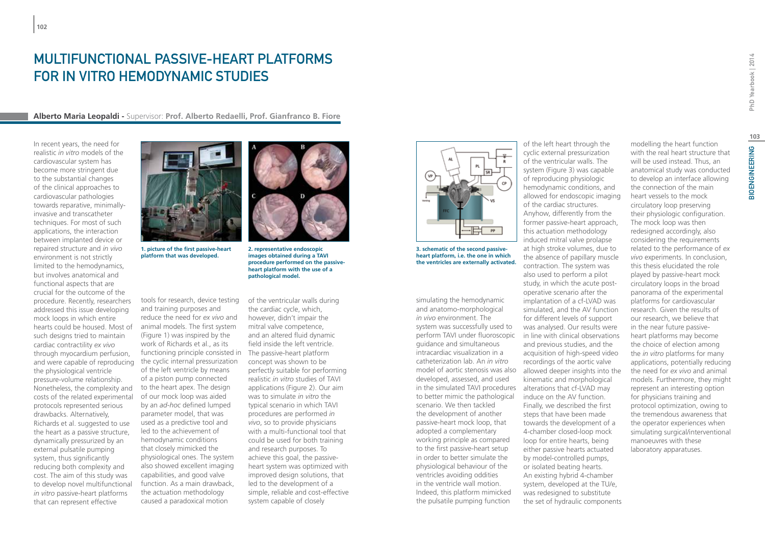# Multifunctional Passive-Heart Platforms for In Vitro Hemodynamic Studies

**Alberto Maria Leopaldi** - Supervisor: **Prof. Alberto Redaelli, Prof. Gianfranco B. Fiore**

In recent years, the need for realistic *in vitro* models of the cardiovascular system has become more stringent due to the substantial changes of the clinical approaches to cardiovascular pathologies towards reparative, minimally-invasive and transcatheter techniques. For most of such applications, the interaction between implanted device or repaired structure and *in vivo* environment is not strictly limited to the hemodynamics, but involves anatomical and functional aspects that are crucial for the outcome of the procedure. Recently, researchers addressed this issue developing mock loops in which entire hearts could be housed. Most of such designs tried to maintain cardiac contractility *ex vivo* through myocardium perfusion, and were capable of reproducing the physiological ventricle pressure-volume relationship. Nonetheless, the complexity and costs of the related experimental protocols represented serious drawbacks. Alternatively, Richards et al. suggested to use the heart as a passive structure, dynamically pressurized by an external pulsatile pumping system, thus significantly reducing both complexity and cost. The aim of this study was to develop novel multifunctional *in vitro* passive-heart platforms that can represent effective tools for research, device testing and training purposes and reduce the need for *ex vivo* and animal models. The first system (Figure 1) was inspired by the work of Richards et al., as its functioning principle consisted in the cyclic internal pressurization of the left ventricle by means of a piston pump connected to the heart apex. The design of our mock loop was aided by an *ad-hoc* defined lumped parameter model, that was used as a predictive tool and led to the achievement of hemodynamic conditions that closely mimicked the physiological ones. The system also showed excellent imaging capabilities, and good valve function. As a main drawback, the actuation methodology caused a paradoxical motion of the ventricular walls during the cardiac cycle, which, however, didn't impair the mitral valve competence, and an altered fluid dynamic field inside the left ventricle. The passive-heart platform concept was shown to be perfectly suitable for performing realistic *in vitro* studies of TAVI applications (Figure 2). Our aim was to simulate *in vitro* the typical scenario in which TAVI procedures are performed *in vivo*, so to provide physicians with a multi-functional tool that could be used for both training and research purposes. To achieve this goal, the passive-heart system was optimized with improved design solutions, that led to the development of a simple, reliable and cost-effective system capable of closely simulating the hemodynamic and anatomo-morphological *in vivo* environment. The system was successfully used to perform TAVI under fluoroscopic guidance and simultaneous intracardiac visualization in a catheterization lab. An *in vitro* model of aortic stenosis was also developed, assessed, and used in the simulated TAVI procedures to better mimic the pathological scenario. We then tackled the development of another passive-heart mock loop, that adopted a complementary working principle as compared to the first passive-heart setup in order to better simulate the physiological behaviour of the ventricles avoiding oddities in the ventricle wall motion. Indeed, this platform mimicked the pulsatile pumping function of the left heart through the cyclic external pressurization of the ventricular walls. The system (Figure 3) was capable of reproducing physiologic hemodynamic conditions, and allowed for endoscopic imaging of the cardiac structures. Anyhow, differently from the former passive-heart approach, this actuation methodology induced mitral valve prolapse at high stroke volumes, due to the absence of papillary muscle contraction. The system was also used to perform a pilot study, in which the acute post-operative scenario after the implantation of a cf-LVAD was simulated, and the AV function for different levels of support was analysed. Our results were in line with clinical observations and previous studies, and the acquisition of high-speed video recordings of the aortic valve allowed deeper insights into the kinematic and morphological alterations that cf-LVAD may induce on the AV function. Finally, we described the first steps that have been made towards the development of a 4-chamber closed-loop mock loop for entire hearts, being either passive hearts actuated by model-controlled pumps, or isolated beating hearts. An existing hybrid 4-chamber system, developed at the TU/e, was redesigned to substitute the set of hydraulic components modelling the heart function with the real heart structure that will be used instead. Thus, an anatomical study was conducted to develop an interface allowing the connection of the main heart vessels to the mock circulatory loop preserving their physiologic configuration. The mock loop was then redesigned accordingly, also considering the requirements related to the performance of *ex vivo* experiments. In conclusion, this thesis elucidated the role played by passive-heart mock circulatory loops in the broad panorama of the experimental platforms for cardiovascular research. Given the results of our research, we believe that in the near future passive-heart platforms may become the choice of election among the *in vitro* platforms for many applications, potentially reducing the need for *ex vivo* and animal models. Furthermore, they might represent an interesting option for physicians training and protocol optimization, owing to the tremendous awareness that the operator experiences when simulating surgical/interventional manoeuvres with these laboratory apparatuses.

**1. picture of the first passive-heart platform that was developed.**

**2. representative endoscopic images obtained during a TAVI procedure performed on the passive-heart platform with the use of a pathological model.**

**3. schematic of the second passive-heart platform, i.e. the one in which the ventricles are externally activated.**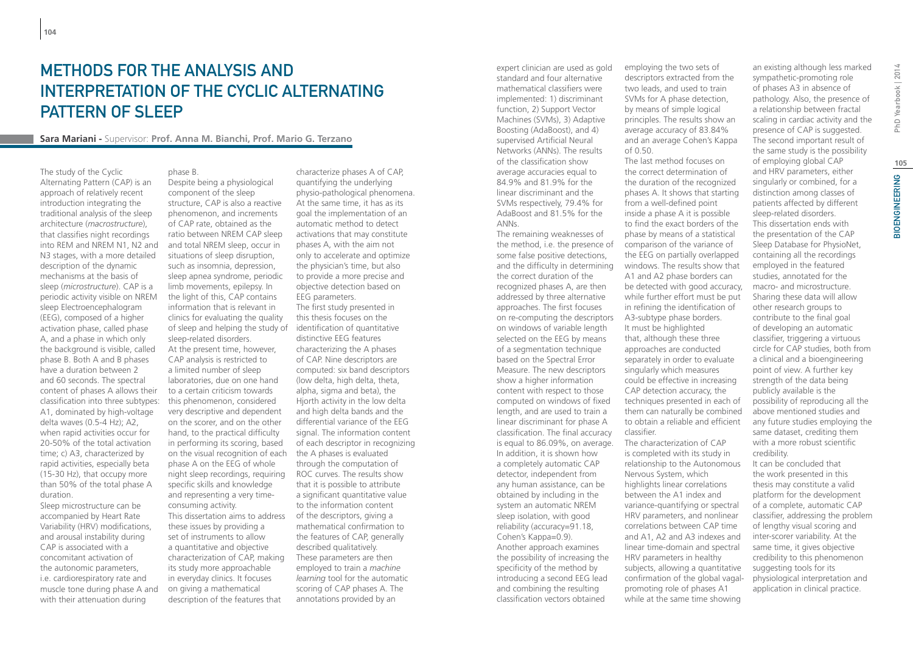# METHODS FOR THE ANALYSIS AND INTERPRETATION OF THE CYCLIC ALTERNATING PATTERN OF SLEEP

**Sara Mariani -** Supervisor: **Prof. Anna M. Bianchi, Prof. Mario G. Terzano**

The study of the Cyclic Alternating Pattern (CAP) is an approach of relatively recent introduction integrating the traditional analysis of the sleep architecture (*macrostructure*), that classifies night recordings into REM and NREM N1, N2 and N3 stages, with a more detailed description of the dynamic mechanisms at the basis of sleep (*microstructure*). CAP is a periodic activity visible on NREM sleep Electroencephalogram (EEG), composed of a higher activation phase, called phase A, and a phase in which only the background is visible, called phase B. Both A and B phases have a duration between 2 and 60 seconds. The spectral content of phases A allows their classification into three subtypes: A1, dominated by high-voltage delta waves (0.5-4 Hz); A2, when rapid activities occur for 20-50% of the total activation time; c) A3, characterized by rapid activities, especially beta (15-30 Hz), that occupy more than 50% of the total phase A duration.

Sleep microstructure can be accompanied by Heart Rate Variability (HRV) modifications, and arousal instability during CAP is associated with a concomitant activation of the autonomic parameters, i.e. cardiorespiratory rate and muscle tone during phase A and with their attenuation during phase B.

Despite being a physiological component of the sleep structure, CAP is also a reactive phenomenon, and increments of CAP rate, obtained as the ratio between NREM CAP sleep and total NREM sleep, occur in situations of sleep disruption, such as insomnia, depression, sleep apnea syndrome, periodic limb movements, epilepsy. In the light of this, CAP contains information that is relevant in clinics for evaluating the quality of sleep and helping the study of sleep-related disorders.

At the present time, however, CAP analysis is restricted to a limited number of sleep laboratories, due on one hand to a certain criticism towards this phenomenon, considered very descriptive and dependent on the scorer, and on the other hand, to the practical difficulty in performing its scoring, based on the visual recognition of each phase A on the EEG of whole night sleep recordings, requiring specific skills and knowledge and representing a very time-consuming activity.

This dissertation aims to address these issues by providing a set of instruments to allow a quantitative and objective characterization of CAP, making its study more approachable in everyday clinics. It focuses on giving a mathematical description of the features that characterize phases A of CAP, quantifying the underlying physio-pathological phenomena. At the same time, it has as its goal the implementation of an automatic method to detect activations that may constitute phases A, with the aim not only to accelerate and optimize the physician's time, but also to provide a more precise and objective detection based on EEG parameters.

The first study presented in this thesis focuses on the identification of quantitative distinctive EEG features characterizing the A phases of CAP. Nine descriptors are computed: six band descriptors (low delta, high delta, theta, alpha, sigma and beta), the Hjorth activity in the low delta and high delta bands and the differential variance of the EEG signal. The information content of each descriptor in recognizing the A phases is evaluated through the computation of ROC curves. The results show that it is possible to attribute a significant quantitative value to the information content of the descriptors, giving a mathematical confirmation to the features of CAP, generally described qualitatively. These parameters are then employed to train a *machine learning* tool for the automatic scoring of CAP phases A. The annotations provided by an expert clinician are used as gold standard and four alternative mathematical classifiers were implemented: 1) discriminant function, 2) Support Vector Machines (SVMs), 3) Adaptive Boosting (AdaBoost), and 4) supervised Artificial Neural Networks (ANNs). The results of the classification show average accuracies equal to 84.9% and 81.9% for the linear discriminant and the SVMs respectively, 79.4% for AdaBoost and 81.5% for the ANNs.

The remaining weaknesses of the method, i.e. the presence of some false positive detections, and the difficulty in determining the correct duration of the recognized phases A, are then addressed by three alternative approaches. The first focuses on re-computing the descriptors on windows of variable length selected on the EEG by means of a segmentation technique based on the Spectral Error Measure. The new descriptors show a higher information content with respect to those computed on windows of fixed length, and are used to train a linear discriminant for phase A classification. The final accuracy is equal to 86.09%, on average. In addition, it is shown how a completely automatic CAP detector, independent from any human assistance, can be obtained by including in the system an automatic NREM sleep isolation, with good reliability (accuracy=91.18, Cohen's Kappa=0.9).

Another approach examines the possibility of increasing the specificity of the method by introducing a second EEG lead and combining the resulting classification vectors obtained employing the two sets of descriptors extracted from the two leads, and used to train SVMs for A phase detection, by means of simple logical principles. The results show an average accuracy of 83.84% and an average Cohen's Kappa of 0.50.

The last method focuses on the correct determination of the duration of the recognized phases A. It shows that starting from a well-defined point inside a phase A it is possible to find the exact borders of the phase by means of a statistical comparison of the variance of the EEG on partially overlapped windows. The results show that A1 and A2 phase borders can be detected with good accuracy, while further effort must be put in refining the identification of A3-subtype phase borders.

It must be highlighted that, although these three approaches are conducted separately in order to evaluate singularly which measures could be effective in increasing CAP detection accuracy, the techniques presented in each of them can naturally be combined to obtain a reliable and efficient classifier.

The characterization of CAP is completed with its study in relationship to the Autonomous Nervous System, which highlights linear correlations between the A1 index and variance-quantifying or spectral HRV parameters, and nonlinear correlations between CAP time and A1, A2 and A3 indexes and linear time-domain and spectral HRV parameters in healthy subjects, allowing a quantitative confirmation of the global vagal-promoting role of phases A1 while at the same time showing an existing although less marked sympathetic-promoting role of phases A3 in absence of pathology. Also, the presence of a relationship between fractal scaling in cardiac activity and the presence of CAP is suggested. The second important result of the same study is the possibility of employing global CAP and HRV parameters, either singularly or combined, for a distinction among classes of patients affected by different sleep-related disorders.

This dissertation ends with the presentation of the CAP Sleep Database for PhysioNet, containing all the recordings employed in the featured studies, annotated for the macro- and microstructure. Sharing these data will allow other research groups to contribute to the final goal of developing an automatic classifier, triggering a virtuous circle for CAP studies, both from a clinical and a bioengineering point of view. A further key strength of the data being publicly available is the possibility of reproducing all the above mentioned studies and any future studies employing the same dataset, crediting them with a more robust scientific credibility.

It can be concluded that the work presented in this thesis may constitute a valid platform for the development of a complete, automatic CAP classifier, addressing the problem of lengthy visual scoring and inter-scorer variability. At the same time, it gives objective credibility to this phenomenon suggesting tools for its physiological interpretation and application in clinical practice.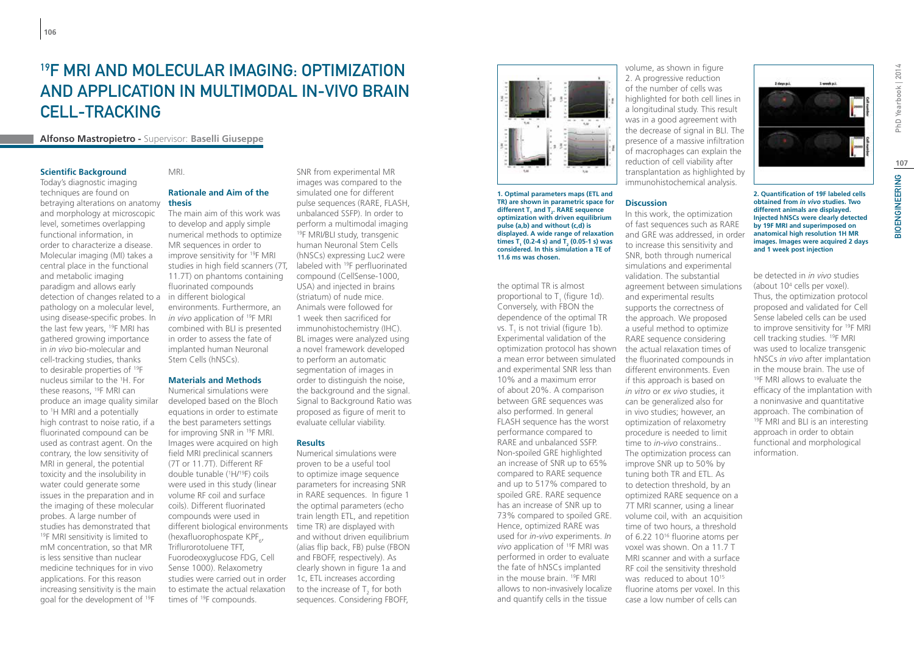# $^{19}$F MRI and Molecular Imaging: Optimization and Application in Multimodal In-Vivo Brain Cell-Tracking

**Alfonso Mastropietro** - Supervisor: **Baselli Giuseppe**

### Scientific Background

Today's diagnostic imaging techniques are found on betraying alterations on anatomy and morphology at microscopic level, sometimes overlapping functional information, in order to characterize a disease. Molecular imaging (MI) takes a central place in the functional and metabolic imaging paradigm and allows early detection of changes related to a pathology on a molecular level, using disease-specific probes. In the last few years, $^{19}$F MRI has gathered growing importance in *in vivo* bio-molecular and cell-tracking studies, thanks to desirable properties of $^{19}$F nucleus similar to the $^{1}$H. For these reasons, $^{19}$F MRI can produce an image quality similar to $^{1}$H MRI and a potentially high contrast to noise ratio, if a fluorinated compound can be used as contrast agent. On the contrary, the low sensitivity of MRI in general, the potential toxicity and the insolubility in water could generate some issues in the preparation and in the imaging of these molecular probes. A large number of studies has demonstrated that $^{19}$F MRI sensitivity is limited to mM concentration, so that MR is less sensitive than nuclear medicine techniques for in vivo applications. For this reason increasing sensitivity is the main goal for the development of $^{19}$F MRI.

### Rationale and Aim of the thesis

The main aim of this work was to develop and apply simple numerical methods to optimize MR sequences in order to improve sensitivity for $^{19}$F MRI studies in high field scanners (7T, 11.7T) on phantoms containing fluorinated compounds in different biological environments. Furthermore, an *in vivo* application of $^{19}$F MRI combined with BLI is presented in order to assess the fate of implanted human Neuronal Stem Cells (hNSCs).

### Materials and Methods

Numerical simulations were developed based on the Bloch equations in order to estimate the best parameters settings for improving SNR in $^{19}$F MRI. Images were acquired on high field MRI preclinical scanners (7T or 11.7T). Different RF double tunable ($^{1}$H/$^{19}$F) coils were used in this study (linear volume RF coil and surface coils). Different fluorinated compounds were used in different biological environments (hexafluorophospate $KPF_6$, Triflurorotoluene TFT, Fuorodeoxyglucose FDG, Cell Sense 1000). Relaxometry studies were carried out in order to estimate the actual relaxation times of $^{19}$F compounds. SNR from experimental MR images was compared to the simulated one for different pulse sequences (RARE, FLASH, unbalanced SSFP). In order to perform a multimodal imaging $^{19}$F MRI/BLI study, transgenic human Neuronal Stem Cells (hNSCs) expressing Luc2 were labeled with $^{19}$F perfluorinated compound (CellSense-1000, USA) and injected in brains (striatum) of nude mice. Animals were followed for 1 week then sacrificed for immunohistochemistry (IHC). BL images were analyzed using a novel framework developed to perform an automatic segmentation of images in order to distinguish the noise, the background and the signal. Signal to Background Ratio was proposed as figure of merit to evaluate cellular viability.

### Results

Numerical simulations were proven to be a useful tool to optimize image sequence parameters for increasing SNR in RARE sequences. In figure 1 the optimal parameters (echo train length ETL, and repetition time TR) are displayed with and without driven equilibrium (alias flip back, FB) pulse (FBON and FBOFF, respectively). As clearly shown in figure 1a and 1c, ETL increases according to the increase of $T_2$ for both sequences. Considering FBOFF, the optimal TR is almost proportional to $T_1$ (figure 1d). Conversely, with FBON the dependence of the optimal TR vs. $T_1$ is not trivial (figure 1b). Experimental validation of the optimization protocol has shown a mean error between simulated and experimental SNR less than 10% and a maximum error of about 20%. A comparison between GRE sequences was also performed. In general FLASH sequence has the worst performance compared to RARE and unbalanced SSFP. Non-spoiled GRE highlighted an increase of SNR up to 65% compared to RARE sequence and up to 517% compared to spoiled GRE. RARE sequence has an increase of SNR up to 73% compared to spoiled GRE. Hence, optimized RARE was used for *in-vivo* experiments. *In vivo* application of $^{19}$F MRI was performed in order to evaluate the fate of hNSCs implanted in the mouse brain. $^{19}$F MRI allows to non-invasively localize and quantify cells in the tissue volume, as shown in figure 2. A progressive reduction of the number of cells was highlighted for both cell lines in a longitudinal study. This result was in a good agreement with the decrease of signal in BLI. The presence of a massive infiltration of macrophages can explain the reduction of cell viability after transplantation as highlighted by immunohistochemical analysis.

**1. Optimal parameters maps (ETL and TR) are shown in parametric space for different $T_1$ and $T_2$. RARE sequence optimization with driven equilibrium pulse (a,b) and without (c,d) is displayed. A wide range of relaxation times $T_1$ (0.2-4 s) and $T_2$ (0.05-1 s) was considered. In this simulation a TE of 11.6 ms was chosen.**

### Discussion

In this work, the optimization of fast sequences such as RARE and GRE was addressed, in order to increase this sensitivity and SNR, both through numerical simulations and experimental validation. The substantial agreement between simulations and experimental results supports the correctness of the approach. We proposed a useful method to optimize RARE sequence considering the actual relaxation times of the fluorinated compounds in different environments. Even if this approach is based on *in vitro* or *ex vivo* studies, it can be generalized also for in vivo studies; however, an optimization of relaxometry procedure is needed to limit time to *in-vivo* constrains.. The optimization process can improve SNR up to 50% by tuning both TR and ETL. As to detection threshold, by an optimized RARE sequence on a 7T MRI scanner, using a linear volume coil, with an acquisition time of two hours, a threshold of 6.22 $10^{16}$ fluorine atoms per voxel was shown. On a 11.7 T MRI scanner and with a surface RF coil the sensitivity threshold was reduced to about $10^{15}$ fluorine atoms per voxel. In this case a low number of cells can be detected in *in vivo* studies (about $10^4$ cells per voxel). Thus, the optimization protocol proposed and validated for Cell Sense labeled cells can be used to improve sensitivity for $^{19}$F MRI cell tracking studies. $^{19}$F MRI was used to localize transgenic hNSCs *in vivo* after implantation in the mouse brain. The use of $^{19}$F MRI allows to evaluate the efficacy of the implantation with a noninvasive and quantitative approach. The combination of $^{19}$F MRI and BLI is an interesting approach in order to obtain functional and morphological information.

**2. Quantification of 19F labeled cells obtained from *in vivo* studies. Two different animals are displayed. Injected hNSCs were clearly detected by 19F MRI and superimposed on anatomical high resolution 1H MR images. Images were acquired 2 days and 1 week post injection**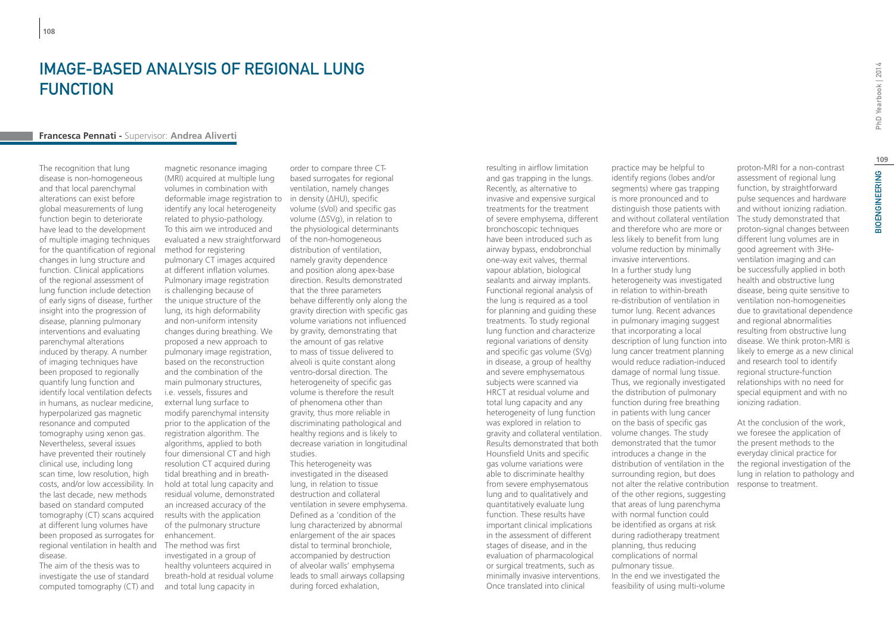# IMAGE-BASED ANALYSIS OF REGIONAL LUNG FUNCTION

**Francesca Pennati** - Supervisor: **Andrea Aliverti**

The recognition that lung disease is non-homogeneous and that local parenchymal alterations can exist before global measurements of lung function begin to deteriorate have lead to the development of multiple imaging techniques for the quantification of regional changes in lung structure and function. Clinical applications of the regional assessment of lung function include detection of early signs of disease, further insight into the progression of disease, planning pulmonary interventions and evaluating parenchymal alterations induced by therapy. A number of imaging techniques have been proposed to regionally quantify lung function and identify local ventilation defects in humans, as nuclear medicine, hyperpolarized gas magnetic resonance and computed tomography using xenon gas. Nevertheless, several issues have prevented their routinely clinical use, including long scan time, low resolution, high costs, and/or low accessibility. In the last decade, new methods based on standard computed tomography (CT) scans acquired at different lung volumes have been proposed as surrogates for regional ventilation in health and disease.

The aim of the thesis was to investigate the use of standard computed tomography (CT) and magnetic resonance imaging (MRI) acquired at multiple lung volumes in combination with deformable image registration to identify any local heterogeneity related to physio-pathology. To this aim we introduced and evaluated a new straightforward method for registering pulmonary CT images acquired at different inflation volumes. Pulmonary image registration is challenging because of the unique structure of the lung, its high deformability and non-uniform intensity changes during breathing. We proposed a new approach to pulmonary image registration, based on the reconstruction and the combination of the main pulmonary structures, i.e. vessels, fissures and external lung surface to modify parenchymal intensity prior to the application of the registration algorithm. The algorithms, applied to both four dimensional CT and high resolution CT acquired during tidal breathing and in breath-hold at total lung capacity and residual volume, demonstrated an increased accuracy of the results with the application of the pulmonary structure enhancement.

The method was first investigated in a group of healthy volunteers acquired in breath-hold at residual volume and total lung capacity in order to compare three CT-based surrogates for regional ventilation, namely changes in density (ΔHU), specific volume (sVol) and specific gas volume (ΔSVg), in relation to the physiological determinants of the non-homogeneous distribution of ventilation, namely gravity dependence and position along apex-base direction. Results demonstrated that the three parameters behave differently only along the gravity direction with specific gas volume variations not influenced by gravity, demonstrating that the amount of gas relative to mass of tissue delivered to alveoli is quite constant along ventro-dorsal direction. The heterogeneity of specific gas volume is therefore the result of phenomena other than gravity, thus more reliable in discriminating pathological and healthy regions and is likely to decrease variation in longitudinal studies.

This heterogeneity was investigated in the diseased lung, in relation to tissue destruction and collateral ventilation in severe emphysema. Defined as a 'condition of the lung characterized by abnormal enlargement of the air spaces distal to terminal bronchiole, accompanied by destruction of alveolar walls' emphysema leads to small airways collapsing during forced exhalation, resulting in airflow limitation and gas trapping in the lungs. Recently, as alternative to invasive and expensive surgical treatments for the treatment of severe emphysema, different bronchoscopic techniques have been introduced such as airway bypass, endobronchial one-way exit valves, thermal vapour ablation, biological sealants and airway implants. Functional regional analysis of the lung is required as a tool for planning and guiding these treatments. To study regional lung function and characterize regional variations of density and specific gas volume (SVg) in disease, a group of healthy and severe emphysematous subjects were scanned via HRCT at residual volume and total lung capacity and any heterogeneity of lung function was explored in relation to gravity and collateral ventilation. Results demonstrated that both Hounsfield Units and specific gas volume variations were able to discriminate healthy from severe emphysematous lung and to qualitatively and quantitatively evaluate lung function. These results have important clinical implications in the assessment of different stages of disease, and in the evaluation of pharmacological or surgical treatments, such as minimally invasive interventions. Once translated into clinical practice may be helpful to identify regions (lobes and/or segments) where gas trapping is more pronounced and to distinguish those patients with and without collateral ventilation and therefore who are more or less likely to benefit from lung volume reduction by minimally invasive interventions.

In a further study lung heterogeneity was investigated in relation to within-breath re-distribution of ventilation in tumor lung. Recent advances in pulmonary imaging suggest that incorporating a local description of lung function into lung cancer treatment planning would reduce radiation-induced damage of normal lung tissue. Thus, we regionally investigated the distribution of pulmonary function during free breathing in patients with lung cancer on the basis of specific gas volume changes. The study demonstrated that the tumor introduces a change in the distribution of ventilation in the surrounding region, but does not alter the relative contribution of the other regions, suggesting that areas of lung parenchyma with normal function could be identified as organs at risk during radiotherapy treatment planning, thus reducing complications of normal pulmonary tissue.

In the end we investigated the feasibility of using multi-volume proton-MRI for a non-contrast assessment of regional lung function, by straightforward pulse sequences and hardware and without ionizing radiation. The study demonstrated that proton-signal changes between different lung volumes are in good agreement with 3He-ventilation imaging and can be successfully applied in both health and obstructive lung disease, being quite sensitive to ventilation non-homogeneities due to gravitational dependence and regional abnormalities resulting from obstructive lung disease. We think proton-MRI is likely to emerge as a new clinical and research tool to identify regional structure-function relationships with no need for special equipment and with no ionizing radiation.

At the conclusion of the work, we foresee the application of the present methods to the everyday clinical practice for the regional investigation of the lung in relation to pathology and response to treatment.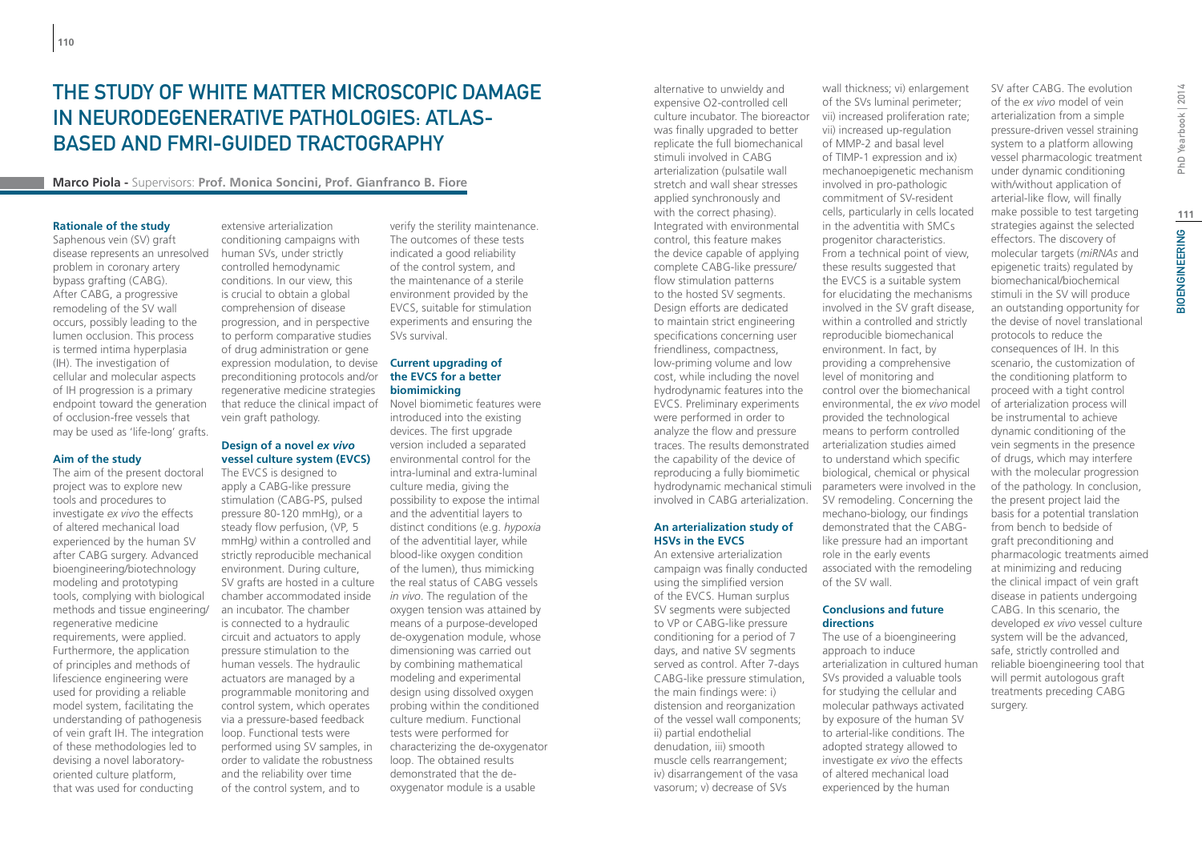# THE STUDY OF WHITE MATTER MICROSCOPIC DAMAGE IN NEURODEGENERATIVE PATHOLOGIES: ATLAS-BASED AND FMRI-GUIDED TRACTOGRAPHY

**Marco Piola -** Supervisors: **Prof. Monica Soncini, Prof. Gianfranco B. Fiore**

### Rationale of the study

Saphenous vein (SV) graft disease represents an unresolved problem in coronary artery bypass grafting (CABG). After CABG, a progressive remodeling of the SV wall occurs, possibly leading to the lumen occlusion. This process is termed intima hyperplasia (IH). The investigation of cellular and molecular aspects of IH progression is a primary endpoint toward the generation of occlusion-free vessels that may be used as 'life-long' grafts.

### Aim of the study

The aim of the present doctoral project was to explore new tools and procedures to investigate *ex vivo* the effects of altered mechanical load experienced by the human SV after CABG surgery. Advanced bioengineering/biotechnology modeling and prototyping tools, complying with biological methods and tissue engineering/regenerative medicine requirements, were applied. Furthermore, the application of principles and methods of lifescience engineering were used for providing a reliable model system, facilitating the understanding of pathogenesis of vein graft IH. The integration of these methodologies led to devising a novel laboratory-oriented culture platform, that was used for conducting extensive arterialization conditioning campaigns with human SVs, under strictly controlled hemodynamic conditions. In our view, this is crucial to obtain a global comprehension of disease progression, and in perspective to perform comparative studies of drug administration or gene expression modulation, to devise preconditioning protocols and/or regenerative medicine strategies that reduce the clinical impact of vein graft pathology.

### Design of a novel *ex vivo* vessel culture system (EVCS)

The EVCS is designed to apply a CABG-like pressure stimulation (CABG-PS, pulsed pressure 80-120 mmHg), or a steady flow perfusion, (VP, 5 mmHg) within a controlled and strictly reproducible mechanical environment. During culture, SV grafts are hosted in a culture chamber accommodated inside an incubator. The chamber is connected to a hydraulic circuit and actuators to apply pressure stimulation to the human vessels. The hydraulic actuators are managed by a programmable monitoring and control system, which operates via a pressure-based feedback loop. Functional tests were performed using SV samples, in order to validate the robustness and the reliability over time of the control system, and to verify the sterility maintenance. The outcomes of these tests indicated a good reliability of the control system, and the maintenance of a sterile environment provided by the EVCS, suitable for stimulation experiments and ensuring the SVs survival.

### Current upgrading of the EVCS for a better biomimicking

Novel biomimetic features were introduced into the existing devices. The first upgrade version included a separated environmental control for the intra-luminal and extra-luminal culture media, giving the possibility to expose the intimal and the adventitial layers to distinct conditions (e.g. *hypoxia* of the adventitial layer, while blood-like oxygen condition of the lumen), thus mimicking the real status of CABG vessels *in vivo*. The regulation of the oxygen tension was attained by means of a purpose-developed de-oxygenation module, whose dimensioning was carried out by combining mathematical modeling and experimental design using dissolved oxygen probing within the conditioned culture medium. Functional tests were performed for characterizing the de-oxygenator loop. The obtained results demonstrated that the de-oxygenator module is a usable alternative to unwieldy and expensive O2-controlled cell culture incubator. The bioreactor was finally upgraded to better replicate the full biomechanical stimuli involved in CABG arterialization (pulsatile wall stretch and wall shear stresses applied synchronously and with the correct phasing). Integrated with environmental control, this feature makes the device capable of applying complete CABG-like pressure/flow stimulation patterns to the hosted SV segments. Design efforts are dedicated to maintain strict engineering specifications concerning user friendliness, compactness, low-priming volume and low cost, while including the novel hydrodynamic features into the EVCS. Preliminary experiments were performed in order to analyze the flow and pressure traces. The results demonstrated the capability of the device of reproducing a fully biomimetic hydrodynamic mechanical stimuli involved in CABG arterialization.

### An arterialization study of HSVs in the EVCS

An extensive arterialization campaign was finally conducted using the simplified version of the EVCS. Human surplus SV segments were subjected to VP or CABG-like pressure conditioning for a period of 7 days, and native SV segments served as control. After 7-days CABG-like pressure stimulation, the main findings were: i) distension and reorganization of the vessel wall components; ii) partial endothelial denudation, iii) smooth muscle cells rearrangement; iv) disarrangement of the vasa vasorum; v) decrease of SVs wall thickness; vi) enlargement of the SVs luminal perimeter; vii) increased proliferation rate; vii) increased up-regulation of MMP-2 and basal level of TIMP-1 expression and ix) mechanoepigenetic mechanism involved in pro-pathologic commitment of SV-resident cells, particularly in cells located in the adventitia with SMCs progenitor characteristics. From a technical point of view, these results suggested that the EVCS is a suitable system for elucidating the mechanisms involved in the SV graft disease, within a controlled and strictly reproducible biomechanical environment. In fact, by providing a comprehensive level of monitoring and control over the biomechanical environmental, the *ex vivo* model provided the technological means to perform controlled arterialization studies aimed to understand which specific biological, chemical or physical parameters were involved in the SV remodeling. Concerning the mechano-biology, our findings demonstrated that the CABG-like pressure had an important role in the early events associated with the remodeling of the SV wall.

### Conclusions and future directions

The use of a bioengineering approach to induce arterialization in cultured human SVs provided a valuable tools for studying the cellular and molecular pathways activated by exposure of the human SV to arterial-like conditions. The adopted strategy allowed to investigate *ex vivo* the effects of altered mechanical load experienced by the human SV after CABG. The evolution of the *ex vivo* model of vein arterialization from a simple pressure-driven vessel straining system to a platform allowing vessel pharmacologic treatment under dynamic conditioning with/without application of arterial-like flow, will finally make possible to test targeting strategies against the selected effectors. The discovery of molecular targets (*miRNAs* and epigenetic traits) regulated by biomechanical/biochemical stimuli in the SV will produce an outstanding opportunity for the devise of novel translational protocols to reduce the consequences of IH. In this scenario, the customization of the conditioning platform to proceed with a tight control of arterialization process will be instrumental to achieve dynamic conditioning of the vein segments in the presence of drugs, which may interfere with the molecular progression of the pathology. In conclusion, the present project laid the basis for a potential translation from bench to bedside of graft preconditioning and pharmacologic treatments aimed at minimizing and reducing the clinical impact of vein graft disease in patients undergoing CABG. In this scenario, the developed *ex vivo* vessel culture system will be the advanced, safe, strictly controlled and reliable bioengineering tool that will permit autologous graft treatments preceding CABG surgery.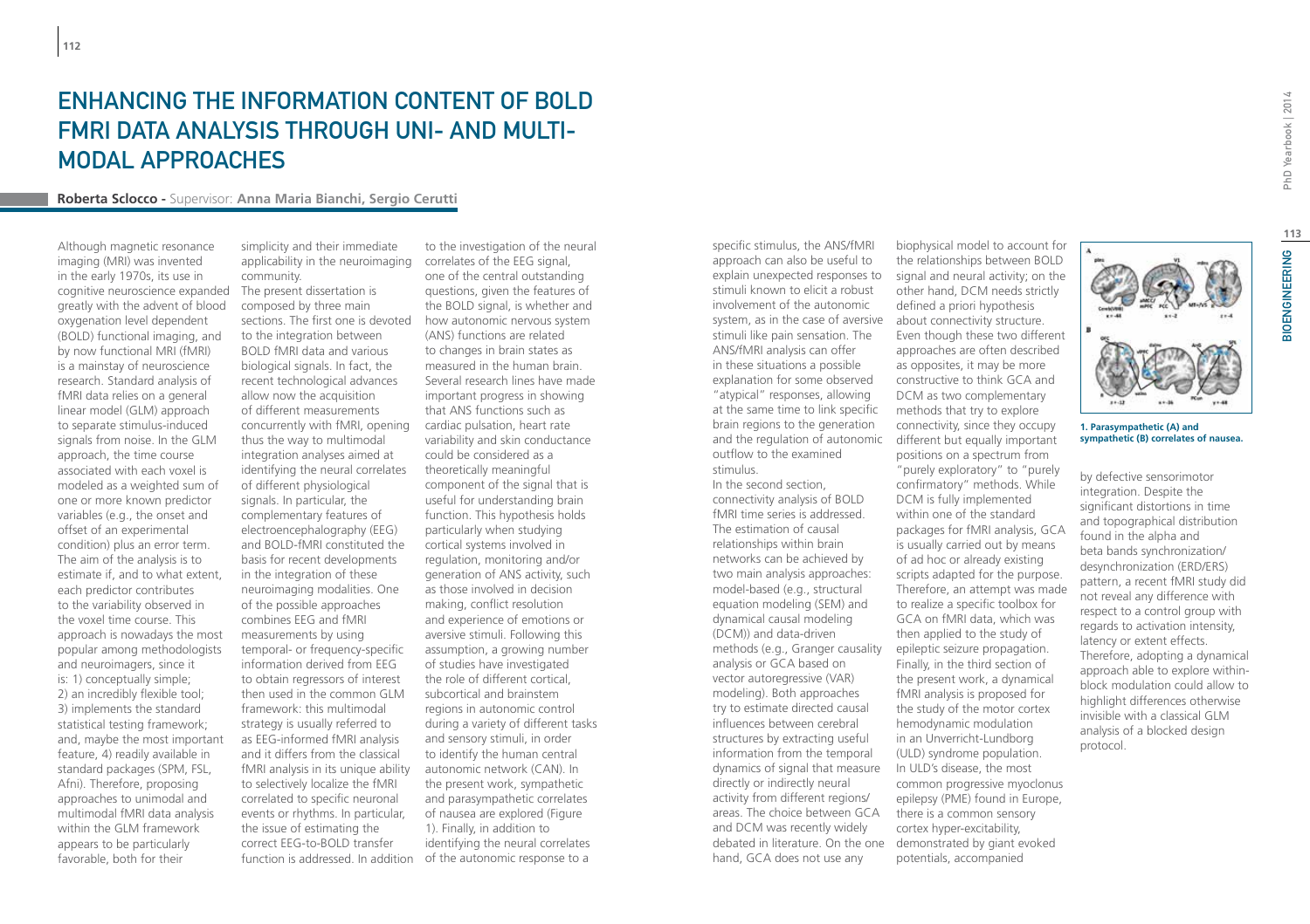# Enhancing the Information Content of BOLD fMRI Data Analysis through Uni- and Multi-modal Approaches

**Roberta Sclocco** - Supervisor: **Anna Maria Bianchi, Sergio Cerutti**

Although magnetic resonance imaging (MRI) was invented in the early 1970s, its use in cognitive neuroscience expanded greatly with the advent of blood oxygenation level dependent (BOLD) functional imaging, and by now functional MRI (fMRI) is a mainstay of neuroscience research. Standard analysis of fMRI data relies on a general linear model (GLM) approach to separate stimulus-induced signals from noise. In the GLM approach, the time course associated with each voxel is modeled as a weighted sum of one or more known predictor variables (e.g., the onset and offset of an experimental condition) plus an error term. The aim of the analysis is to estimate if, and to what extent, each predictor contributes to the variability observed in the voxel time course. This approach is nowadays the most popular among methodologists and neuroimagers, since it is: 1) conceptually simple; 2) an incredibly flexible tool; 3) implements the standard statistical testing framework; and, maybe the most important feature, 4) readily available in standard packages (SPM, FSL, Afni). Therefore, proposing approaches to unimodal and multimodal fMRI data analysis within the GLM framework appears to be particularly favorable, both for their simplicity and their immediate applicability in the neuroimaging community.

The present dissertation is composed by three main sections. The first one is devoted to the integration between BOLD fMRI data and various biological signals. In fact, the recent technological advances allow now the acquisition of different measurements concurrently with fMRI, opening thus the way to multimodal integration analyses aimed at identifying the neural correlates of different physiological signals. In particular, the complementary features of electroencephalography (EEG) and BOLD-fMRI constituted the basis for recent developments in the integration of these neuroimaging modalities. One of the possible approaches combines EEG and fMRI measurements by using temporal- or frequency-specific information derived from EEG to obtain regressors of interest then used in the common GLM framework: this multimodal strategy is usually referred to as EEG-informed fMRI analysis and it differs from the classical fMRI analysis in its unique ability to selectively localize the fMRI correlated to specific neuronal events or rhythms. In particular, the issue of estimating the correct EEG-to-BOLD transfer function is addressed. In addition to the investigation of the neural correlates of the EEG signal, one of the central outstanding questions, given the features of the BOLD signal, is whether and how autonomic nervous system (ANS) functions are related to changes in brain states as measured in the human brain. Several research lines have made important progress in showing that ANS functions such as cardiac pulsation, heart rate variability and skin conductance could be considered as a theoretically meaningful component of the signal that is useful for understanding brain function. This hypothesis holds particularly when studying cortical systems involved in regulation, monitoring and/or generation of ANS activity, such as those involved in decision making, conflict resolution and experience of emotions or aversive stimuli. Following this assumption, a growing number of studies have investigated the role of different cortical, subcortical and brainstem regions in autonomic control during a variety of different tasks and sensory stimuli, in order to identify the human central autonomic network (CAN). In the present work, sympathetic and parasympathetic correlates of nausea are explored (Figure 1). Finally, in addition to identifying the neural correlates of the autonomic response to a specific stimulus, the ANS/fMRI approach can also be useful to explain unexpected responses to stimuli known to elicit a robust involvement of the autonomic system, as in the case of aversive stimuli like pain sensation. The ANS/fMRI analysis can offer in these situations a possible explanation for some observed "atypical" responses, allowing at the same time to link specific brain regions to the generation and the regulation of autonomic outflow to the examined stimulus.

In the second section, connectivity analysis of BOLD fMRI time series is addressed. The estimation of causal relationships within brain networks can be achieved by two main analysis approaches: model-based (e.g., structural equation modeling (SEM) and dynamical causal modeling (DCM)) and data-driven methods (e.g., Granger causality analysis or GCA based on vector autoregressive (VAR) modeling). Both approaches try to estimate directed causal influences between cerebral structures by extracting useful information from the temporal dynamics of signal that measure directly or indirectly neural activity from different regions/areas. The choice between GCA and DCM was recently widely debated in literature. On the one hand, GCA does not use any biophysical model to account for the relationships between BOLD signal and neural activity; on the other hand, DCM needs strictly defined a priori hypothesis about connectivity structure. Even though these two different approaches are often described as opposites, it may be more constructive to think GCA and DCM as two complementary methods that try to explore connectivity, since they occupy different but equally important positions on a spectrum from "purely exploratory" to "purely confirmatory" methods. While DCM is fully implemented within one of the standard packages for fMRI analysis, GCA is usually carried out by means of ad hoc or already existing scripts adapted for the purpose. Therefore, an attempt was made to realize a specific toolbox for GCA on fMRI data, which was then applied to the study of epileptic seizure propagation.

Finally, in the third section of the present work, a dynamical fMRI analysis is proposed for the study of the motor cortex hemodynamic modulation in an Unverricht-Lundborg (ULD) syndrome population. In ULD's disease, the most common progressive myoclonus epilepsy (PME) found in Europe, there is a common sensory cortex hyper-excitability, demonstrated by giant evoked potentials, accompanied by defective sensorimotor integration. Despite the significant distortions in time and topographical distribution found in the alpha and beta bands synchronization/desynchronization (ERD/ERS) pattern, a recent fMRI study did not reveal any difference with respect to a control group with regards to activation intensity, latency or extent effects. Therefore, adopting a dynamical approach able to explore within-block modulation could allow to highlight differences otherwise invisible with a classical GLM analysis of a blocked design protocol.

**1. Parasympathetic (A) and sympathetic (B) correlates of nausea.**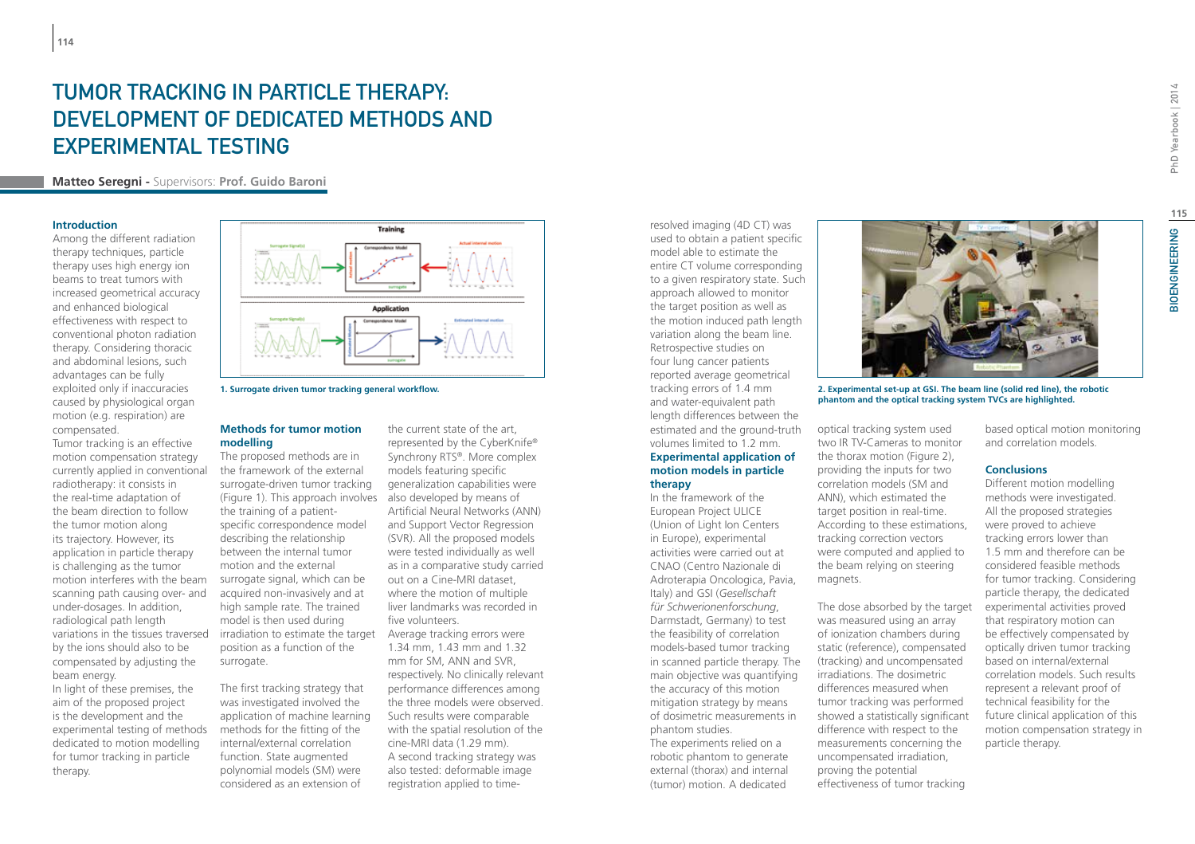# TUMOR TRACKING IN PARTICLE THERAPY: DEVELOPMENT OF DEDICATED METHODS AND EXPERIMENTAL TESTING

**Matteo Seregni -** Supervisors: **Prof. Guido Baroni**

### Introduction

Among the different radiation therapy techniques, particle therapy uses high energy ion beams to treat tumors with increased geometrical accuracy and enhanced biological effectiveness with respect to conventional photon radiation therapy. Considering thoracic and abdominal lesions, such advantages can be fully exploited only if inaccuracies caused by physiological organ motion (e.g. respiration) are compensated.

Tumor tracking is an effective motion compensation strategy currently applied in conventional radiotherapy: it consists in the real-time adaptation of the beam direction to follow the tumor motion along its trajectory. However, its application in particle therapy is challenging as the tumor motion interferes with the beam scanning path causing over- and under-dosages. In addition, radiological path length variations in the tissues traversed by the ions should also to be compensated by adjusting the beam energy.

In light of these premises, the aim of the proposed project is the development and the experimental testing of methods dedicated to motion modelling for tumor tracking in particle therapy.

**1. Surrogate driven tumor tracking general workflow.**

### Methods for tumor motion modelling

The proposed methods are in the framework of the external surrogate-driven tumor tracking (Figure 1). This approach involves the training of a patient-specific correspondence model describing the relationship between the internal tumor motion and the external surrogate signal, which can be acquired non-invasively and at high sample rate. The trained model is then used during irradiation to estimate the target position as a function of the surrogate.

The first tracking strategy that was investigated involved the application of machine learning methods for the fitting of the internal/external correlation function. State augmented polynomial models (SM) were considered as an extension of the current state of the art, represented by the CyberKnife® Synchrony RTS®. More complex models featuring specific generalization capabilities were also developed by means of Artificial Neural Networks (ANN) and Support Vector Regression (SVR). All the proposed models were tested individually as well as in a comparative study carried out on a Cine-MRI dataset, where the motion of multiple liver landmarks was recorded in five volunteers.

Average tracking errors were 1.34 mm, 1.43 mm and 1.32 mm for SM, ANN and SVR, respectively. No clinically relevant performance differences among the three models were observed. Such results were comparable with the spatial resolution of the cine-MRI data (1.29 mm).

A second tracking strategy was also tested: deformable image registration applied to time-resolved imaging (4D CT) was used to obtain a patient specific model able to estimate the entire CT volume corresponding to a given respiratory state. Such approach allowed to monitor the target position as well as the motion induced path length variation along the beam line. Retrospective studies on four lung cancer patients reported average geometrical tracking errors of 1.4 mm and water-equivalent path length differences between the estimated and the ground-truth volumes limited to 1.2 mm.

### Experimental application of motion models in particle therapy

In the framework of the European Project ULICE (Union of Light Ion Centers in Europe), experimental activities were carried out at CNAO (Centro Nazionale di Adroterapia Oncologica, Pavia, Italy) and GSI (*Gesellschaft für Schwerionenforschung*, Darmstadt, Germany) to test the feasibility of correlation models-based tumor tracking in scanned particle therapy. The main objective was quantifying the accuracy of this motion mitigation strategy by means of dosimetric measurements in phantom studies.

The experiments relied on a robotic phantom to generate external (thorax) and internal (tumor) motion. A dedicated optical tracking system used two IR TV-Cameras to monitor the thorax motion (Figure 2), providing the inputs for two correlation models (SM and ANN), which estimated the target position in real-time. According to these estimations, tracking correction vectors were computed and applied to the beam relying on steering magnets.

**2. Experimental set-up at GSI. The beam line (solid red line), the robotic phantom and the optical tracking system TVCs are highlighted.**

The dose absorbed by the target was measured using an array of ionization chambers during static (reference), compensated (tracking) and uncompensated irradiations. The dosimetric differences measured when tumor tracking was performed showed a statistically significant difference with respect to the measurements concerning the uncompensated irradiation, proving the potential effectiveness of tumor tracking based optical motion monitoring and correlation models.

### Conclusions

Different motion modelling methods were investigated. All the proposed strategies were proved to achieve tracking errors lower than 1.5 mm and therefore can be considered feasible methods for tumor tracking. Considering particle therapy, the dedicated experimental activities proved that respiratory motion can be effectively compensated by optically driven tumor tracking based on internal/external correlation models. Such results represent a relevant proof of technical feasibility for the future clinical application of this motion compensation strategy in particle therapy.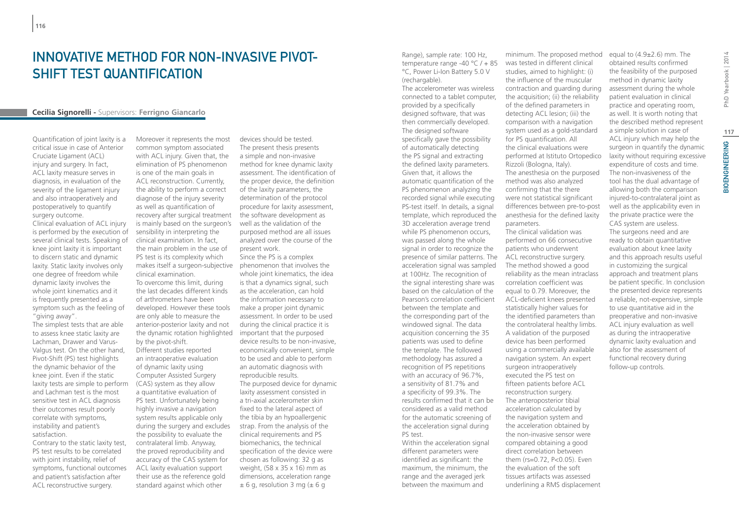# Innovative Method for Non-Invasive Pivot-Shift Test Quantification

**Cecilia Signorelli -** Supervisors: **Ferrigno Giancarlo**

Quantification of joint laxity is a critical issue in case of Anterior Cruciate Ligament (ACL) injury and surgery. In fact, ACL laxity measure serves in diagnosis, in evaluation of the severity of the ligament injury and also intraoperatively and postoperatively to quantify surgery outcome.

Clinical evaluation of ACL injury is performed by the execution of several clinical tests. Speaking of knee joint laxity it is important to discern static and dynamic laxity. Static laxity involves only one degree of freedom while dynamic laxity involves the whole joint kinematics and it is frequently presented as a symptom such as the feeling of "giving away".

The simplest tests that are able to assess knee static laxity are Lachman, Drawer and Varus-Valgus test. On the other hand, Pivot-Shift (PS) test highlights the dynamic behavior of the knee joint. Even if the static laxity tests are simple to perform and Lachman test is the most sensitive test in ACL diagnosis their outcomes result poorly correlate with symptoms, instability and patient's satisfaction.

Contrary to the static laxity test, PS test results to be correlated with joint instability, relief of symptoms, functional outcomes and patient's satisfaction after ACL reconstructive surgery. Moreover it represents the most common symptom associated with ACL injury. Given that, the elimination of PS phenomenon is one of the main goals in ACL reconstruction. Currently, the ability to perform a correct diagnose of the injury severity as well as quantification of recovery after surgical treatment is mainly based on the surgeon's sensibility in interpreting the clinical examination. In fact, the main problem in the use of PS test is its complexity which makes itself a surgeon-subjective clinical examination.

To overcome this limit, during the last decades different kinds of arthrometers have been developed. However these tools are only able to measure the anterior-posterior laxity and not the dynamic rotation highlighted by the pivot-shift.

Different studies reported an intraoperative evaluation of dynamic laxity using Computer Assisted Surgery (CAS) system as they allow a quantitative evaluation of PS test. Unfortunately being highly invasive a navigation system results applicable only during the surgery and excludes the possibility to evaluate the contralateral limb. Anyway, the proved reproducibility and accuracy of the CAS system for ACL laxity evaluation support their use as the reference gold standard against which other devices should be tested.

The present thesis presents a simple and non-invasive method for knee dynamic laxity assessment. The identification of the proper device, the definition of the laxity parameters, the determination of the protocol procedure for laxity assessment, the software development as well as the validation of the purposed method are all issues analyzed over the course of the present work.

Since the PS is a complex phenomenon that involves the whole joint kinematics, the idea is that a dynamics signal, such as the acceleration, can hold the information necessary to make a proper joint dynamic assessment. In order to be used during the clinical practice it is important that the purposed device results to be non-invasive, economically convenient, simple to be used and able to perform an automatic diagnosis with reproducible results.

The purposed device for dynamic laxity assessment consisted in a tri-axial accelerometer skin fixed to the lateral aspect of the tibia by an hypoallergenic strap. From the analysis of the clinical requirements and PS biomechanics, the technical specification of the device were chosen as following: 32 g as weight, (58 x 35 x 16) mm as dimensions, acceleration range ± 6 g, resolution 3 mg (± 6 g Range), sample rate: 100 Hz, temperature range -40 °C / + 85 °C, Power Li-Ion Battery 5.0 V (rechargable).

The accelerometer was wireless connected to a tablet computer, provided by a specifically designed software, that was then commercially developed. The designed software specifically gave the possibility of automatically detecting the PS signal and extracting the defined laxity parameters. Given that, it allows the automatic quantification of the PS phenomenon analyzing the recorded signal while executing PS-test itself. In details, a signal template, which reproduced the 3D acceleration average trend while PS phenomenon occurs, was passed along the whole signal in order to recognize the presence of similar patterns. The acceleration signal was sampled at 100Hz. The recognition of the signal interesting share was based on the calculation of the Pearson's correlation coefficient between the template and the corresponding part of the windowed signal. The data acquisition concerning the 35 patients was used to define the template. The followed methodology has assured a recognition of PS repetitions with an accuracy of 96.7%, a sensitivity of 81.7% and a specificity of 99.3%. The results confirmed that it can be considered as a valid method for the automatic screening of the acceleration signal during PS test.

Within the acceleration signal different parameters were identified as significant: the maximum, the minimum, the range and the averaged jerk between the maximum and minimum. The proposed method was tested in different clinical studies, aimed to highlight: (i) the influence of the muscular contraction and guarding during the acquisition; (ii) the reliability of the defined parameters in detecting ACL lesion; (iii) the comparison with a navigation system used as a gold-standard for PS quantification. All the clinical evaluations were performed at Istituto Ortopedico Rizzoli (Bologna, Italy).

The anesthesia on the purposed method was also analyzed confirming that the there were not statistical significant differences between pre-to-post anesthesia for the defined laxity parameters.

The clinical validation was performed on 66 consecutive patients who underwent ACL reconstructive surgery. The method showed a good reliability as the mean intraclass correlation coefficient was equal to 0.79. Moreover, the ACL-deficient knees presented statistically higher values for the identified parameters than the controlateral healthy limbs. A validation of the purposed device has been performed using a commercially available navigation system. An expert surgeon intraoperatively executed the PS test on fifteen patients before ACL reconstruction surgery. The anteroposterior tibial acceleration calculated by the navigation system and the acceleration obtained by the non-invasive sensor were compared obtaining a good direct correlation between them ($r_s$=0.72, $P<0.05$). Even the evaluation of the soft tissues artifacts was assessed underlining a RMS displacement equal to (4.9±2.6) mm. The obtained results confirmed the feasibility of the purposed method in dynamic laxity assessment during the whole patient evaluation in clinical practice and operating room, as well. It is worth noting that the described method represent a simple solution in case of ACL injury which may help the surgeon in quantify the dynamic laxity without requiring excessive expenditure of costs and time. The non-invasiveness of the tool has the dual advantage of allowing both the comparison injured-to-contralateral joint as well as the applicability even in the private practice were the CAS system are useless. The surgeons need and are ready to obtain quantitative evaluation about knee laxity and this approach results useful in customizing the surgical approach and treatment plans be patient specific. In conclusion the presented device represents a reliable, not-expensive, simple to use quantitative aid in the preoperative and non-invasive ACL injury evaluation as well as during the intraoperative dynamic laxity evaluation and also for the assessment of functional recovery during follow-up controls.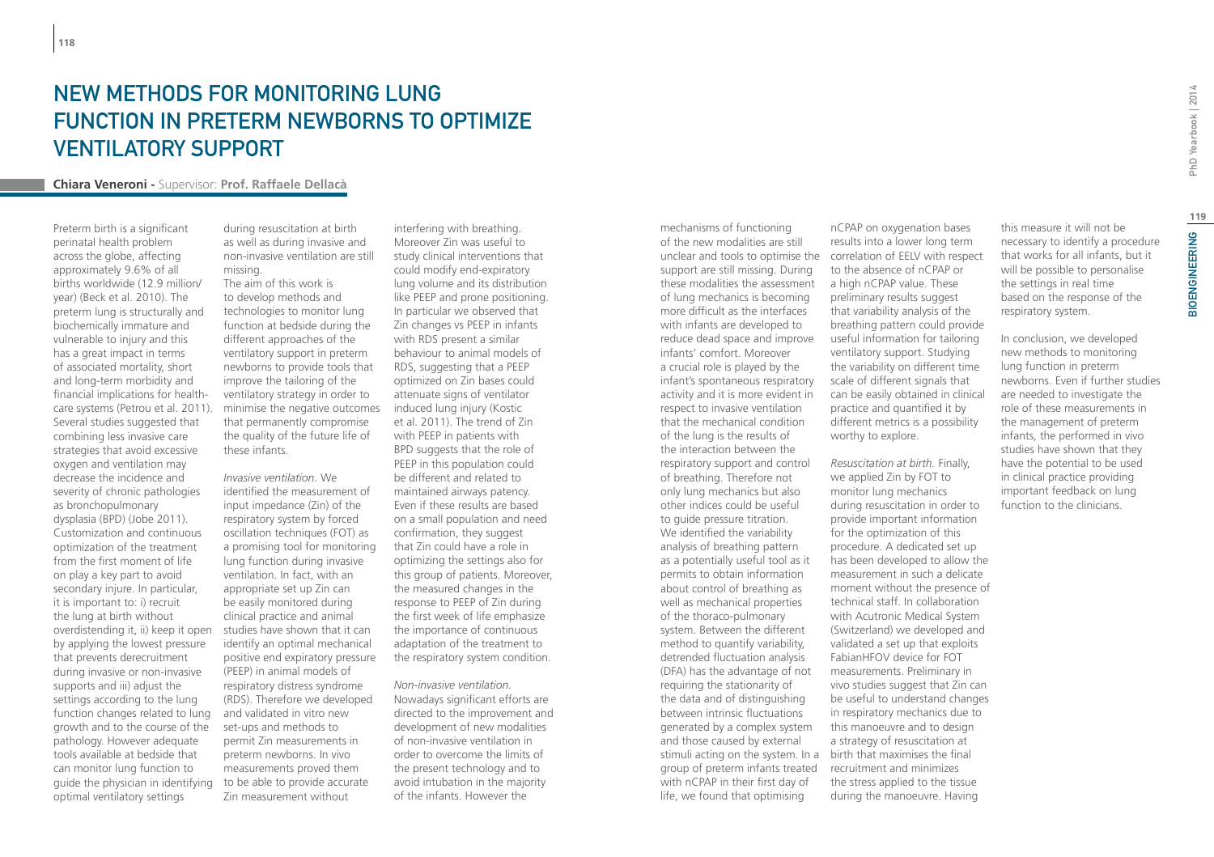# New Methods for Monitoring Lung Function in Preterm Newborns to Optimize Ventilatory Support

**Chiara Veneroni -** Supervisor: **Prof. Raffaele Dellacà**

Preterm birth is a significant perinatal health problem across the globe, affecting approximately 9.6% of all births worldwide (12.9 million/year) (Beck et al. 2010). The preterm lung is structurally and biochemically immature and vulnerable to injury and this has a great impact in terms of associated mortality, short and long-term morbidity and financial implications for health-care systems (Petrou et al. 2011). Several studies suggested that combining less invasive care strategies that avoid excessive oxygen and ventilation may decrease the incidence and severity of chronic pathologies as bronchopulmonary dysplasia (BPD) (Jobe 2011). Customization and continuous optimization of the treatment from the first moment of life on play a key part to avoid secondary injure. In particular, it is important to: i) recruit the lung at birth without overdistending it, ii) keep it open by applying the lowest pressure that prevents derecruitment during invasive or non-invasive supports and iii) adjust the settings according to the lung function changes related to lung growth and to the course of the pathology. However adequate tools available at bedside that can monitor lung function to guide the physician in identifying optimal ventilatory settings during resuscitation at birth as well as during invasive and non-invasive ventilation are still missing.

The aim of this work is to develop methods and technologies to monitor lung function at bedside during the different approaches of the ventilatory support in preterm newborns to provide tools that improve the tailoring of the ventilatory strategy in order to minimise the negative outcomes that permanently compromise the quality of the future life of these infants.

*Invasive ventilation.* We identified the measurement of input impedance (Zin) of the respiratory system by forced oscillation techniques (FOT) as a promising tool for monitoring lung function during invasive ventilation. In fact, with an appropriate set up Zin can be easily monitored during clinical practice and animal studies have shown that it can identify an optimal mechanical positive end expiratory pressure (PEEP) in animal models of respiratory distress syndrome (RDS). Therefore we developed and validated in vitro new set-ups and methods to permit Zin measurements in preterm newborns. In vivo measurements proved them to be able to provide accurate Zin measurement without interfering with breathing. Moreover Zin was useful to study clinical interventions that could modify end-expiratory lung volume and its distribution like PEEP and prone positioning. In particular we observed that Zin changes vs PEEP in infants with RDS present a similar behaviour to animal models of RDS, suggesting that a PEEP optimized on Zin bases could attenuate signs of ventilator induced lung injury (Kostic et al. 2011). The trend of Zin with PEEP in patients with BPD suggests that the role of PEEP in this population could be different and related to maintained airways patency. Even if these results are based on a small population and need confirmation, they suggest that Zin could have a role in optimizing the settings also for this group of patients. Moreover, the measured changes in the response to PEEP of Zin during the first week of life emphasize the importance of continuous adaptation of the treatment to the respiratory system condition.

*Non-invasive ventilation.* Nowadays significant efforts are directed to the improvement and development of new modalities of non-invasive ventilation in order to overcome the limits of the present technology and to avoid intubation in the majority of the infants. However the mechanisms of functioning of the new modalities are still unclear and tools to optimise the support are still missing. During these modalities the assessment of lung mechanics is becoming more difficult as the interfaces with infants are developed to reduce dead space and improve infants' comfort. Moreover a crucial role is played by the infant's spontaneous respiratory activity and it is more evident in respect to invasive ventilation that the mechanical condition of the lung is the results of the interaction between the respiratory support and control of breathing. Therefore not only lung mechanics but also other indices could be useful to guide pressure titration. We identified the variability analysis of breathing pattern as a potentially useful tool as it permits to obtain information about control of breathing as well as mechanical properties of the thoraco-pulmonary system. Between the different method to quantify variability, detrended fluctuation analysis (DFA) has the advantage of not requiring the stationarity of the data and of distinguishing between intrinsic fluctuations generated by a complex system and those caused by external stimuli acting on the system. In a group of preterm infants treated with nCPAP in their first day of life, we found that optimising nCPAP on oxygenation bases results into a lower long term correlation of EELV with respect to the absence of nCPAP or a high nCPAP value. These preliminary results suggest that variability analysis of the breathing pattern could provide useful information for tailoring ventilatory support. Studying the variability on different time scale of different signals that can be easily obtained in clinical practice and quantified it by different metrics is a possibility worthy to explore.

*Resuscitation at birth.* Finally, we applied Zin by FOT to monitor lung mechanics during resuscitation in order to provide important information for the optimization of this procedure. A dedicated set up has been developed to allow the measurement in such a delicate moment without the presence of technical staff. In collaboration with Acutronic Medical System (Switzerland) we developed and validated a set up that exploits FabianHFOV device for FOT measurements. Preliminary in vivo studies suggest that Zin can be useful to understand changes in respiratory mechanics due to this manoeuvre and to design a strategy of resuscitation at birth that maximises the final recruitment and minimizes the stress applied to the tissue during the manoeuvre. Having this measure it will not be necessary to identify a procedure that works for all infants, but it will be possible to personalise the settings in real time based on the response of the respiratory system.

In conclusion, we developed new methods to monitoring lung function in preterm newborns. Even if further studies are needed to investigate the role of these measurements in the management of preterm infants, the performed in vivo studies have shown that they have the potential to be used in clinical practice providing important feedback on lung function to the clinicians.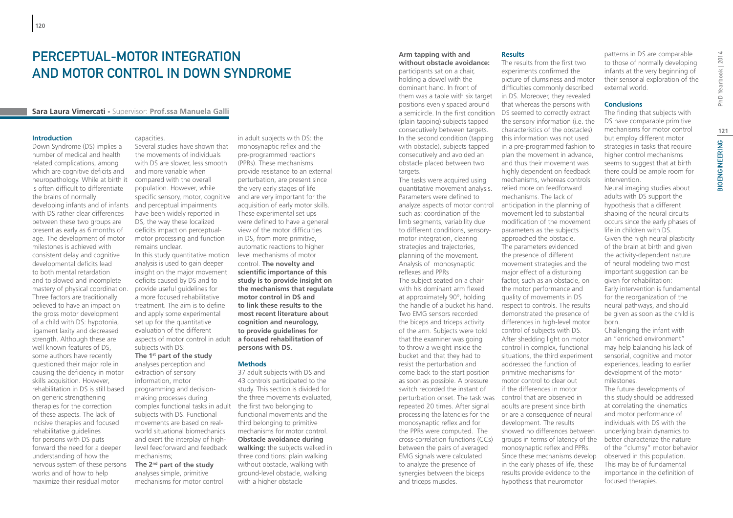# PERCEPTUAL-MOTOR INTEGRATION AND MOTOR CONTROL IN DOWN SYNDROME

**Sara Laura Vimercati -** Supervisor: **Prof.ssa Manuela Galli**

## Introduction

Down Syndrome (DS) implies a number of medical and health related complications, among which are cognitive deficits and neuropathology. While at birth it is often difficult to differentiate the brains of normally developing infants and of infants with DS rather clear differences between these two groups are present as early as 6 months of age. The development of motor milestones is achieved with consistent delay and cognitive developmental deficits lead to both mental retardation and to slowed and incomplete mastery of physical coordination. Three factors are traditionally believed to have an impact on the gross motor development of a child with DS: hypotonia, ligament laxity and decreased strength. Although these are well known features of DS, some authors have recently questioned their major role in causing the deficiency in motor skills acquisition. However, rehabilitation in DS is still based on generic strengthening therapies for the correction of these aspects. The lack of incisive therapies and focused rehabilitative guidelines for persons with DS puts forward the need for a deeper understanding of how the nervous system of these persons works and of how to help maximize their residual motor capacities.

Several studies have shown that the movements of individuals with DS are slower, less smooth and more variable when compared with the overall population. However, while specific sensory, motor, cognitive and perceptual impairments have been widely reported in DS, the way these localized deficits impact on perceptual-motor processing and function remains unclear.

In this study quantitative motion analysis is used to gain deeper insight on the major movement deficits caused by DS and to provide useful guidelines for a more focused rehabilitative treatment. The aim is to define and apply some experimental set up for the quantitative evaluation of the different aspects of motor control in adult subjects with DS:

**The 1st part of the study** analyses perception and extraction of sensory information, motor programming and decision-making processes during complex functional tasks in adult subjects with DS. Functional movements are based on real-world situational biomechanics and exert the interplay of high-level feedforward and feedback mechanisms;

**The 2nd part of the study** analyses simple, primitive mechanisms for motor control in adult subjects with DS: the monosynaptic reflex and the pre-programmed reactions (PPRs). These mechanisms provide resistance to an external perturbation, are present since the very early stages of life and are very important for the acquisition of early motor skills. These experimental set ups were defined to have a general view of the motor difficulties in DS, from more primitive, automatic reactions to higher level mechanisms of motor control. **The novelty and scientific importance of this study is to provide insight on the mechanisms that regulate motor control in DS and to link these results to the most recent literature about cognition and neurology, to provide guidelines for a focused rehabilitation of persons with DS.**

## Methods

37 adult subjects with DS and 43 controls participated to the study. This section is divided for the three movements evaluated, the first two belonging to functional movements and the third belonging to primitive mechanisms for motor control.

**Obstacle avoidance during walking:** the subjects walked in three conditions: plain walking without obstacle, walking with ground-level obstacle, walking with a higher obstacle

**Arm tapping with and without obstacle avoidance:** participants sat on a chair, holding a dowel with the dominant hand. In front of them was a table with six target positions evenly spaced around a semicircle. In the first condition (plain tapping) subjects tapped consecutively between targets. In the second condition (tapping with obstacle), subjects tapped consecutively and avoided an obstacle placed between two targets.

The tasks were acquired using quantitative movement analysis. Parameters were defined to analyze aspects of motor control such as: coordination of the limb segments, variability due to different conditions, sensory-motor integration, clearing strategies and trajectories, planning of the movement.

Analysis of monosynaptic reflexes and PPRs

The subject seated on a chair with his dominant arm flexed at approximately 90°, holding the handle of a bucket his hand. Two EMG sensors recorded the biceps and triceps activity of the arm. Subjects were told that the examiner was going to throw a weight inside the bucket and that they had to resist the perturbation and come back to the start position as soon as possible. A pressure switch recorded the instant of perturbation onset. The task was repeated 20 times. After signal processing the latencies for the monosynaptic reflex and for the PPRs were computed. The cross-correlation functions (CCs) between the pairs of averaged EMG signals were calculated to analyze the presence of synergies between the biceps and triceps muscles.

## Results

The results from the first two experiments confirmed the picture of clumsiness and motor difficulties commonly described in DS. Moreover, they revealed that whereas the persons with DS seemed to correctly extract the sensory information (i.e. the characteristics of the obstacles) this information was not used in a pre-programmed fashion to plan the movement in advance, and thus their movement was highly dependent on feedback mechanisms, whereas controls relied more on feedforward mechanisms. The lack of anticipation in the planning of movement led to substantial modification of the movement parameters as the subjects approached the obstacle. The parameters evidenced the presence of different movement strategies and the major effect of a disturbing factor, such as an obstacle, on the motor performance and quality of movements in DS respect to controls. The results demonstrated the presence of differences in high-level motor control of subjects with DS. After shedding light on motor control in complex, functional situations, the third experiment addressed the function of primitive mechanisms for motor control to clear out if the differences in motor control that are observed in adults are present since birth or are a consequence of neural development. The results showed no differences between groups in terms of latency of the monosynaptic reflex and PPRs. Since these mechanisms develop in the early phases of life, these results provide evidence to the hypothesis that neuromotor patterns in DS are comparable to those of normally developing infants at the very beginning of their sensorial exploration of the external world.

## Conclusions

The finding that subjects with DS have comparable primitive mechanisms for motor control but employ different motor strategies in tasks that require higher control mechanisms seems to suggest that at birth there could be ample room for intervention.

Neural imaging studies about adults with DS support the hypothesis that a different shaping of the neural circuits occurs since the early phases of life in children with DS.

Given the high neural plasticity of the brain at birth and given the activity-dependent nature of neural modeling two most important suggestion can be given for rehabilitation:

Early intervention is fundamental for the reorganization of the neural pathways, and should be given as soon as the child is born.

Challenging the infant with an "enriched environment" may help balancing his lack of sensorial, cognitive and motor experiences, leading to earlier development of the motor milestones.

The future developments of this study should be addressed at correlating the kinematics and motor performance of individuals with DS with the underlying brain dynamics to better characterize the nature of the "clumsy" motor behavior observed in this population. This may be of fundamental importance in the definition of focused therapies.